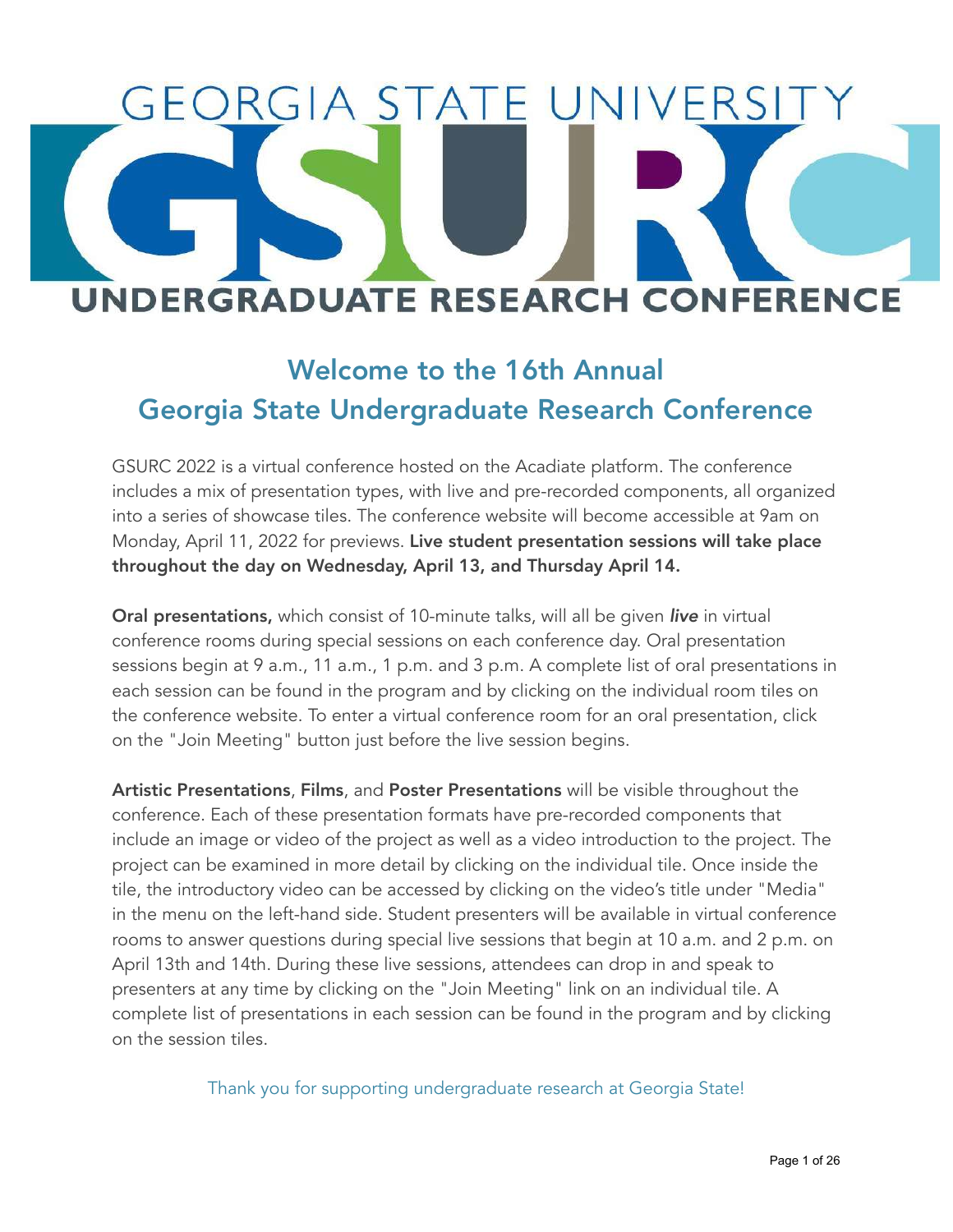# GEORGIA STATE UNIVERSITY GSURC UNDERGRADUATE RESEARCH CONFERENCE

## Welcome to the 16th Annual Georgia State Undergraduate Research Conference

GSURC 2022 is a virtual conference hosted on the Acadiate platform. The conference includes a mix of presentation types, with live and pre-recorded components, all organized into a series of showcase tiles. The conference website will become accessible at 9am on Monday, April 11, 2022 for previews. **Live student presentation sessions will take place throughout the day on Wednesday, April 13, and Thursday April 14.**

**Oral presentations,** which consist of 10-minute talks, will all be given ***live*** in virtual conference rooms during special sessions on each conference day. Oral presentation sessions begin at 9 a.m., 11 a.m., 1 p.m. and 3 p.m. A complete list of oral presentations in each session can be found in the program and by clicking on the individual room tiles on the conference website. To enter a virtual conference room for an oral presentation, click on the "Join Meeting" button just before the live session begins.

**Artistic Presentations**, **Films**, and **Poster Presentations** will be visible throughout the conference. Each of these presentation formats have pre-recorded components that include an image or video of the project as well as a video introduction to the project. The project can be examined in more detail by clicking on the individual tile. Once inside the tile, the introductory video can be accessed by clicking on the video's title under "Media" in the menu on the left-hand side. Student presenters will be available in virtual conference rooms to answer questions during special live sessions that begin at 10 a.m. and 2 p.m. on April 13th and 14th. During these live sessions, attendees can drop in and speak to presenters at any time by clicking on the "Join Meeting" link on an individual tile. A complete list of presentations in each session can be found in the program and by clicking on the session tiles.

Thank you for supporting undergraduate research at Georgia State!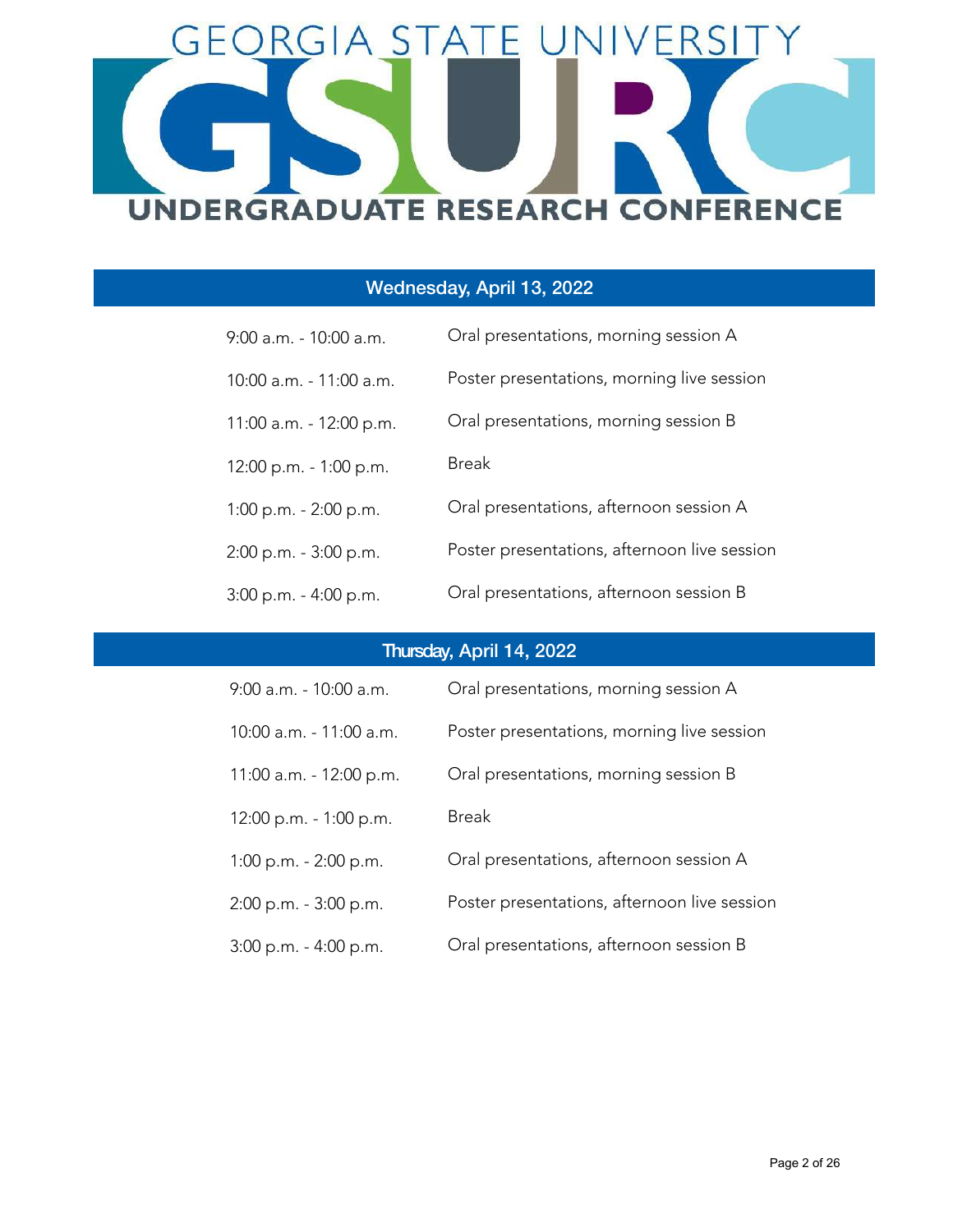# GEORGIA STATE UNIVERSITY GSURC UNDERGRADUATE RESEARCH CONFERENCE

## Wednesday, April 13, 2022

| | |
|---|---|
| 9:00 a.m. - 10:00 a.m. | Oral presentations, morning session A |
| 10:00 a.m. - 11:00 a.m. | Poster presentations, morning live session |
| 11:00 a.m. - 12:00 p.m. | Oral presentations, morning session B |
| 12:00 p.m. - 1:00 p.m. | Break |
| 1:00 p.m. - 2:00 p.m. | Oral presentations, afternoon session A |
| 2:00 p.m. - 3:00 p.m. | Poster presentations, afternoon live session |
| 3:00 p.m. - 4:00 p.m. | Oral presentations, afternoon session B |

## Thursday, April 14, 2022

| | |
|---|---|
| 9:00 a.m. - 10:00 a.m. | Oral presentations, morning session A |
| 10:00 a.m. - 11:00 a.m. | Poster presentations, morning live session |
| 11:00 a.m. - 12:00 p.m. | Oral presentations, morning session B |
| 12:00 p.m. - 1:00 p.m. | Break |
| 1:00 p.m. - 2:00 p.m. | Oral presentations, afternoon session A |
| 2:00 p.m. - 3:00 p.m. | Poster presentations, afternoon live session |
| 3:00 p.m. - 4:00 p.m. | Oral presentations, afternoon session B |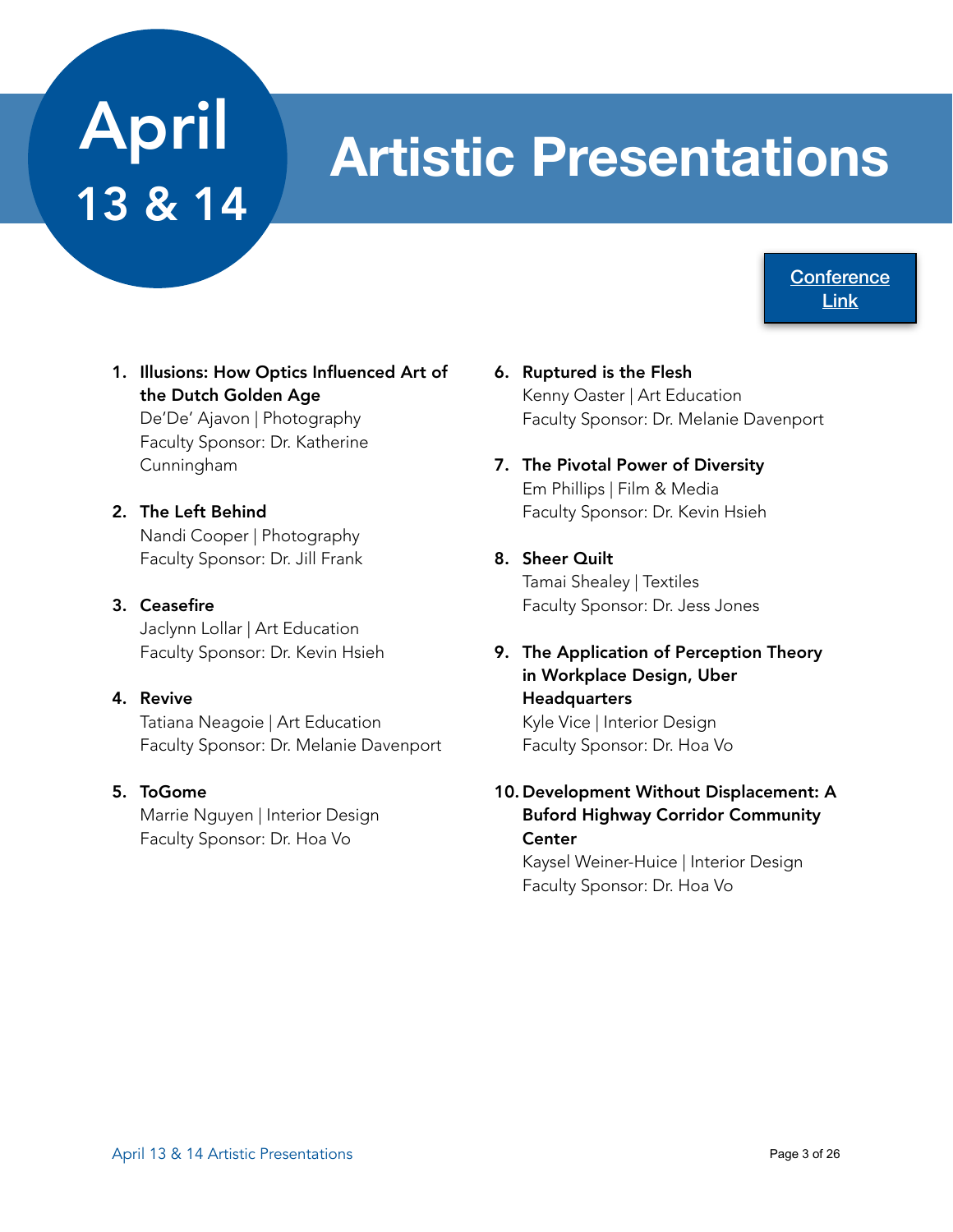# April 13 & 14

# Artistic Presentations

[Conference Link]

1. **Illusions: How Optics Influenced Art of the Dutch Golden Age**
   De'De' Ajavon | Photography
   Faculty Sponsor: Dr. Katherine Cunningham

2. **The Left Behind**
   Nandi Cooper | Photography
   Faculty Sponsor: Dr. Jill Frank

3. **Ceasefire**
   Jaclynn Lollar | Art Education
   Faculty Sponsor: Dr. Kevin Hsieh

4. **Revive**
   Tatiana Neagoie | Art Education
   Faculty Sponsor: Dr. Melanie Davenport

5. **ToGome**
   Marrie Nguyen | Interior Design
   Faculty Sponsor: Dr. Hoa Vo

6. **Ruptured is the Flesh**
   Kenny Oaster | Art Education
   Faculty Sponsor: Dr. Melanie Davenport

7. **The Pivotal Power of Diversity**
   Em Phillips | Film & Media
   Faculty Sponsor: Dr. Kevin Hsieh

8. **Sheer Quilt**
   Tamai Shealey | Textiles
   Faculty Sponsor: Dr. Jess Jones

9. **The Application of Perception Theory in Workplace Design, Uber Headquarters**
   Kyle Vice | Interior Design
   Faculty Sponsor: Dr. Hoa Vo

10. **Development Without Displacement: A Buford Highway Corridor Community Center**
    Kaysel Weiner-Huice | Interior Design
    Faculty Sponsor: Dr. Hoa Vo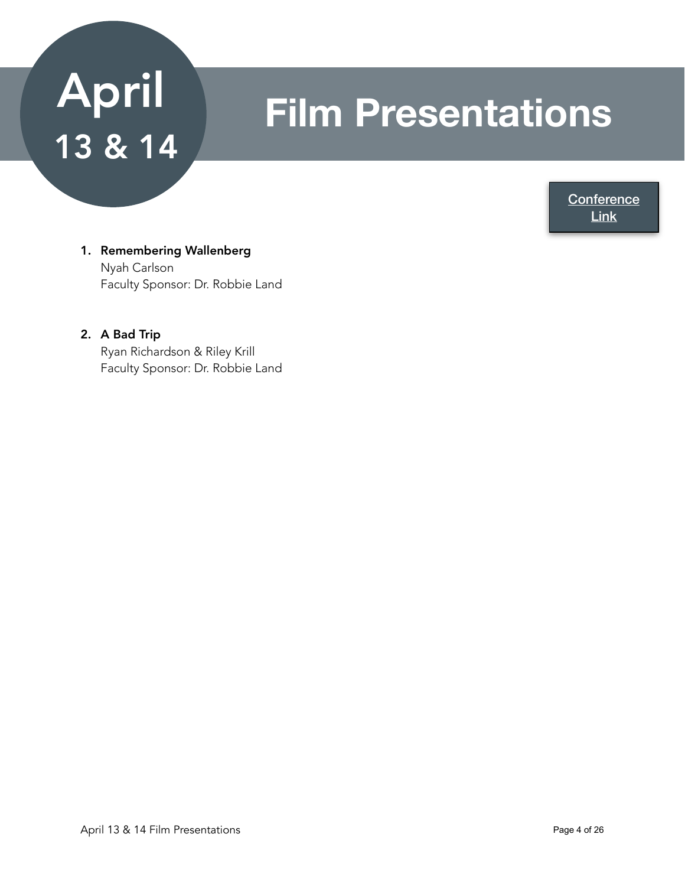# April 13 & 14

# Film Presentations

[Conference Link]

1. **Remembering Wallenberg**
   Nyah Carlson
   Faculty Sponsor: Dr. Robbie Land

2. **A Bad Trip**
   Ryan Richardson & Riley Krill
   Faculty Sponsor: Dr. Robbie Land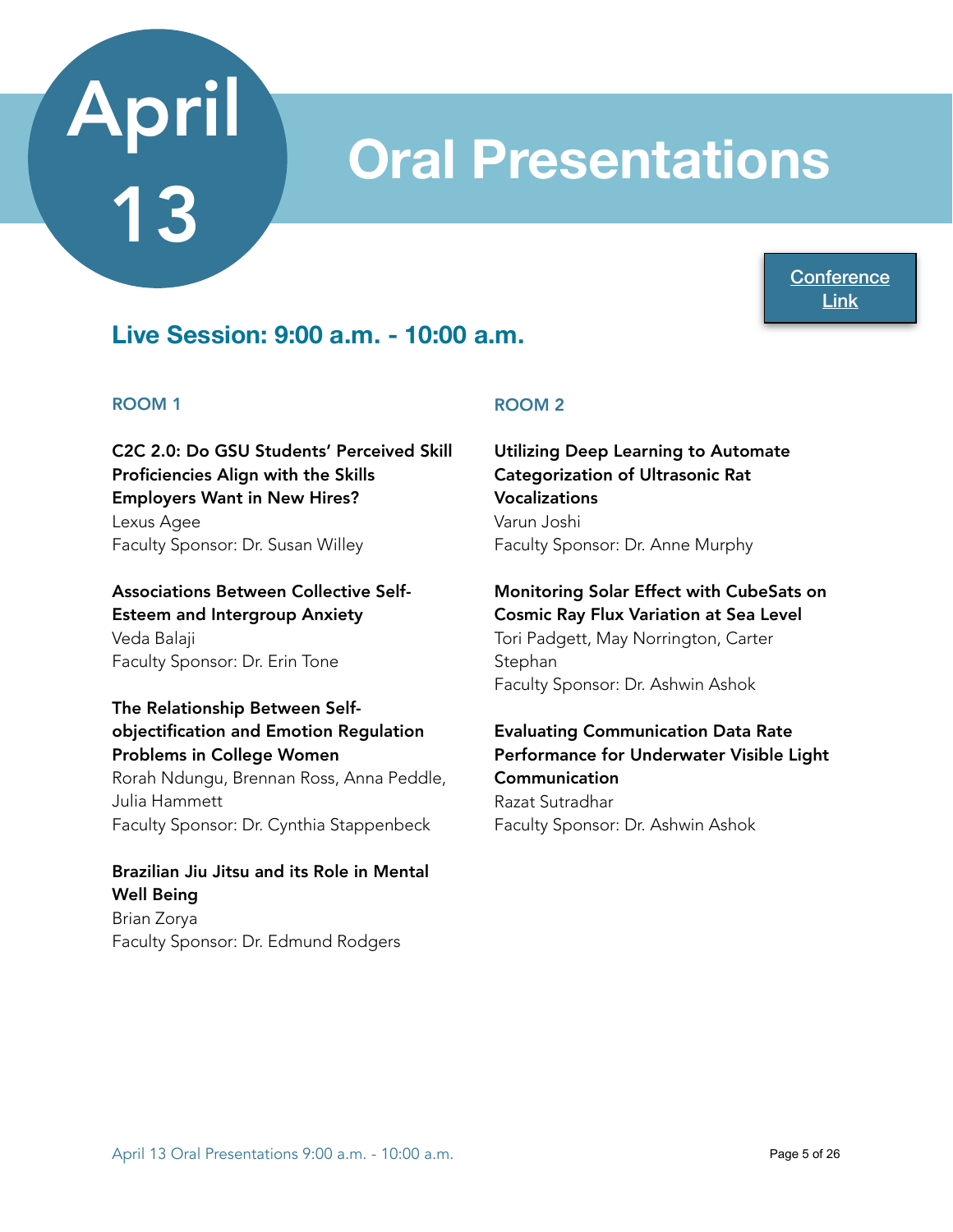# April 13

# Oral Presentations

Conference Link

## Live Session: 9:00 a.m. - 10:00 a.m.

### ROOM 1

**C2C 2.0: Do GSU Students' Perceived Skill Proficiencies Align with the Skills Employers Want in New Hires?**
Lexus Agee
Faculty Sponsor: Dr. Susan Willey

**Associations Between Collective Self-Esteem and Intergroup Anxiety**
Veda Balaji
Faculty Sponsor: Dr. Erin Tone

**The Relationship Between Self-objectification and Emotion Regulation Problems in College Women**
Rorah Ndungu, Brennan Ross, Anna Peddle, Julia Hammett
Faculty Sponsor: Dr. Cynthia Stappenbeck

**Brazilian Jiu Jitsu and its Role in Mental Well Being**
Brian Zorya
Faculty Sponsor: Dr. Edmund Rodgers

### ROOM 2

**Utilizing Deep Learning to Automate Categorization of Ultrasonic Rat Vocalizations**
Varun Joshi
Faculty Sponsor: Dr. Anne Murphy

**Monitoring Solar Effect with CubeSats on Cosmic Ray Flux Variation at Sea Level**
Tori Padgett, May Norrington, Carter Stephan
Faculty Sponsor: Dr. Ashwin Ashok

**Evaluating Communication Data Rate Performance for Underwater Visible Light Communication**
Razat Sutradhar
Faculty Sponsor: Dr. Ashwin Ashok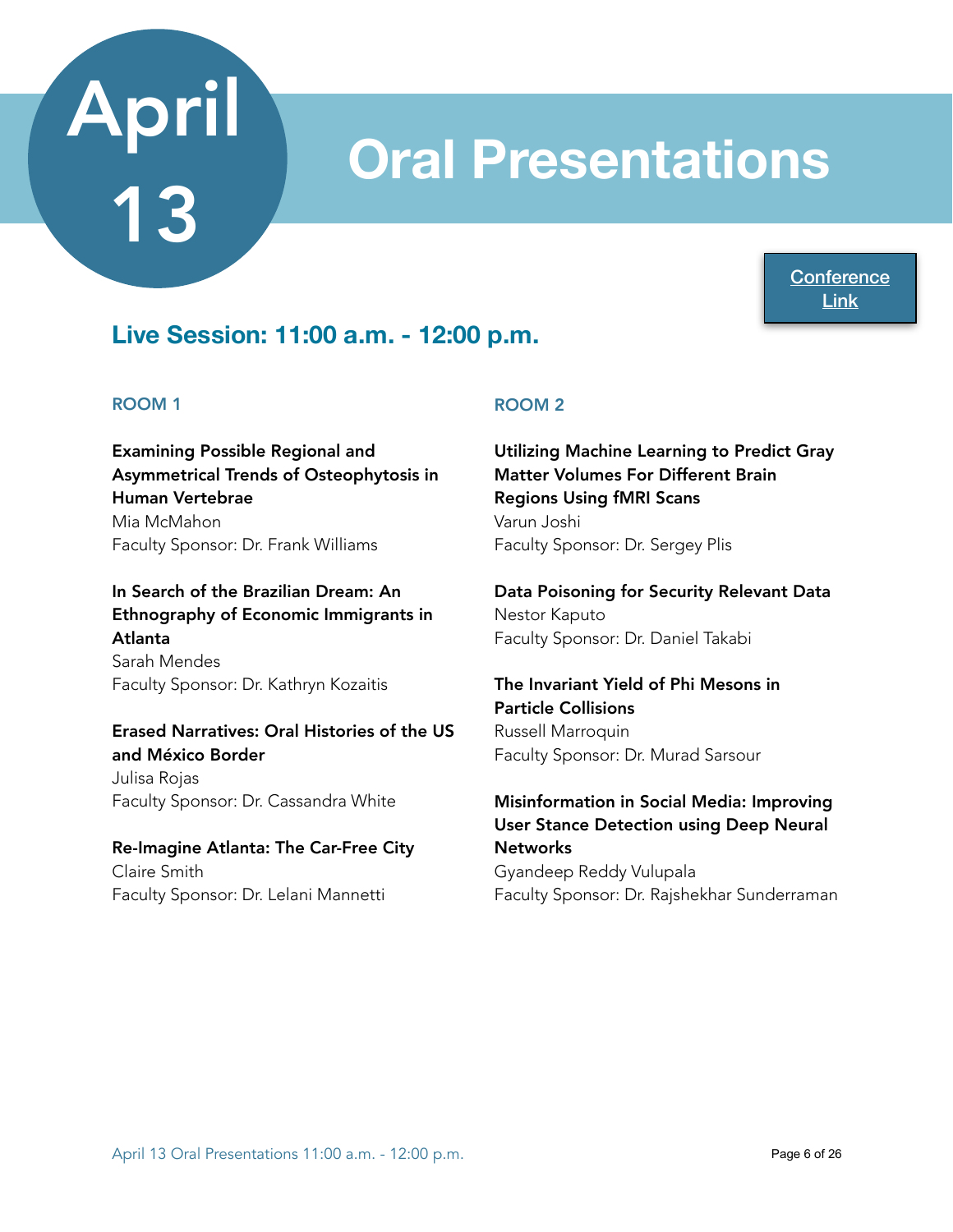# April 13 Oral Presentations

[Conference Link]

## Live Session: 11:00 a.m. - 12:00 p.m.

### ROOM 1

**Examining Possible Regional and Asymmetrical Trends of Osteophytosis in Human Vertebrae**
Mia McMahon
Faculty Sponsor: Dr. Frank Williams

**In Search of the Brazilian Dream: An Ethnography of Economic Immigrants in Atlanta**
Sarah Mendes
Faculty Sponsor: Dr. Kathryn Kozaitis

**Erased Narratives: Oral Histories of the US and México Border**
Julisa Rojas
Faculty Sponsor: Dr. Cassandra White

**Re-Imagine Atlanta: The Car-Free City**
Claire Smith
Faculty Sponsor: Dr. Lelani Mannetti

### ROOM 2

**Utilizing Machine Learning to Predict Gray Matter Volumes For Different Brain Regions Using fMRI Scans**
Varun Joshi
Faculty Sponsor: Dr. Sergey Plis

**Data Poisoning for Security Relevant Data**
Nestor Kaputo
Faculty Sponsor: Dr. Daniel Takabi

**The Invariant Yield of Phi Mesons in Particle Collisions**
Russell Marroquin
Faculty Sponsor: Dr. Murad Sarsour

**Misinformation in Social Media: Improving User Stance Detection using Deep Neural Networks**
Gyandeep Reddy Vulupala
Faculty Sponsor: Dr. Rajshekhar Sunderraman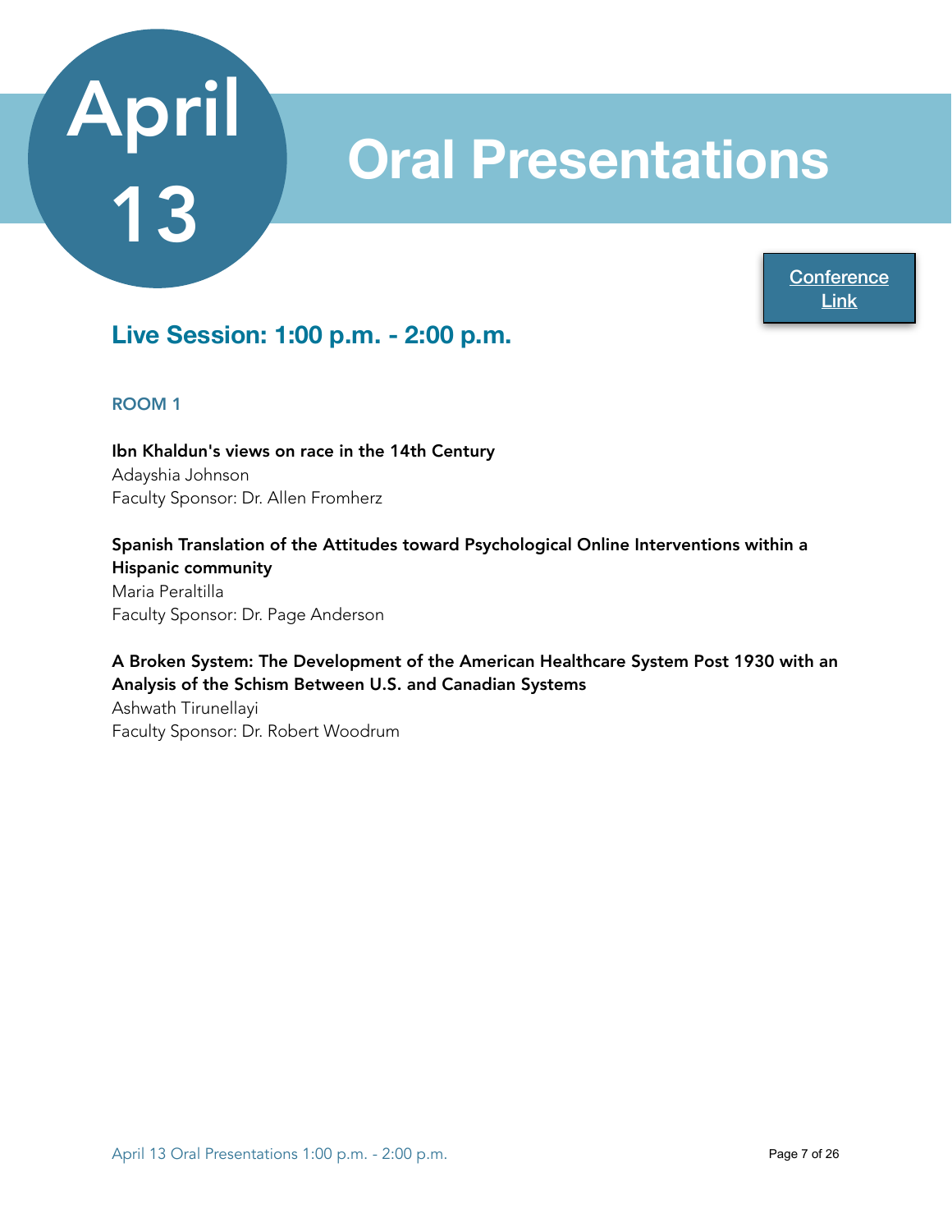# April 13 Oral Presentations

[Conference Link]

## Live Session: 1:00 p.m. - 2:00 p.m.

### ROOM 1

**Ibn Khaldun's views on race in the 14th Century**
Adayshia Johnson
Faculty Sponsor: Dr. Allen Fromherz

**Spanish Translation of the Attitudes toward Psychological Online Interventions within a Hispanic community**
Maria Peraltilla
Faculty Sponsor: Dr. Page Anderson

**A Broken System: The Development of the American Healthcare System Post 1930 with an Analysis of the Schism Between U.S. and Canadian Systems**
Ashwath Tirunellayi
Faculty Sponsor: Dr. Robert Woodrum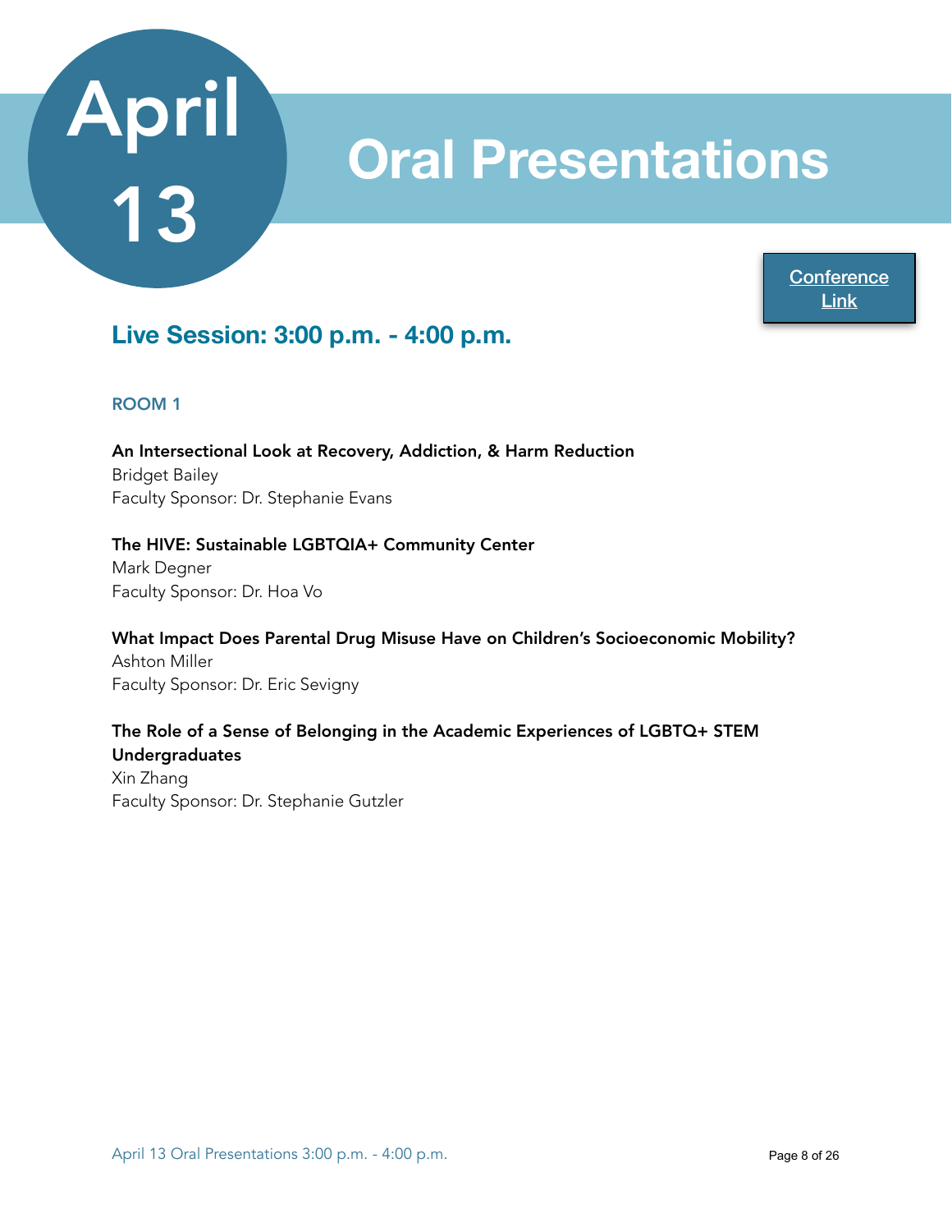# April 13

# Oral Presentations

[Conference Link]

## Live Session: 3:00 p.m. - 4:00 p.m.

### ROOM 1

**An Intersectional Look at Recovery, Addiction, & Harm Reduction**
Bridget Bailey
Faculty Sponsor: Dr. Stephanie Evans

**The HIVE: Sustainable LGBTQIA+ Community Center**
Mark Degner
Faculty Sponsor: Dr. Hoa Vo

**What Impact Does Parental Drug Misuse Have on Children's Socioeconomic Mobility?**
Ashton Miller
Faculty Sponsor: Dr. Eric Sevigny

**The Role of a Sense of Belonging in the Academic Experiences of LGBTQ+ STEM Undergraduates**
Xin Zhang
Faculty Sponsor: Dr. Stephanie Gutzler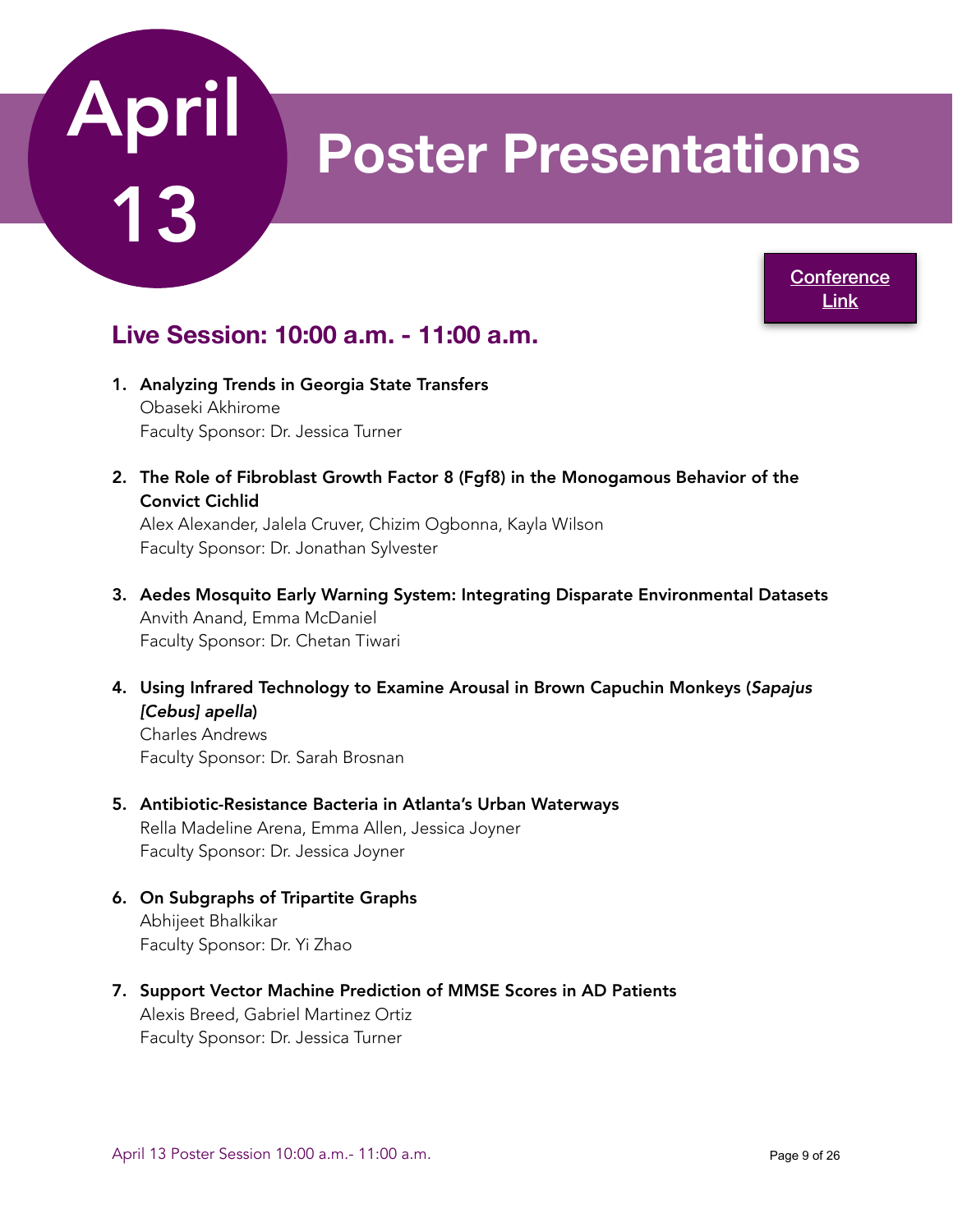# April 13

# Poster Presentations

[Conference Link]

## Live Session: 10:00 a.m. - 11:00 a.m.

1. **Analyzing Trends in Georgia State Transfers**
   Obaseki Akhirome
   Faculty Sponsor: Dr. Jessica Turner

2. **The Role of Fibroblast Growth Factor 8 (Fgf8) in the Monogamous Behavior of the Convict Cichlid**
   Alex Alexander, Jalela Cruver, Chizim Ogbonna, Kayla Wilson
   Faculty Sponsor: Dr. Jonathan Sylvester

3. **Aedes Mosquito Early Warning System: Integrating Disparate Environmental Datasets**
   Anvith Anand, Emma McDaniel
   Faculty Sponsor: Dr. Chetan Tiwari

4. **Using Infrared Technology to Examine Arousal in Brown Capuchin Monkeys (*Sapajus [Cebus] apella*)**
   Charles Andrews
   Faculty Sponsor: Dr. Sarah Brosnan

5. **Antibiotic-Resistance Bacteria in Atlanta's Urban Waterways**
   Rella Madeline Arena, Emma Allen, Jessica Joyner
   Faculty Sponsor: Dr. Jessica Joyner

6. **On Subgraphs of Tripartite Graphs**
   Abhijeet Bhalkikar
   Faculty Sponsor: Dr. Yi Zhao

7. **Support Vector Machine Prediction of MMSE Scores in AD Patients**
   Alexis Breed, Gabriel Martinez Ortiz
   Faculty Sponsor: Dr. Jessica Turner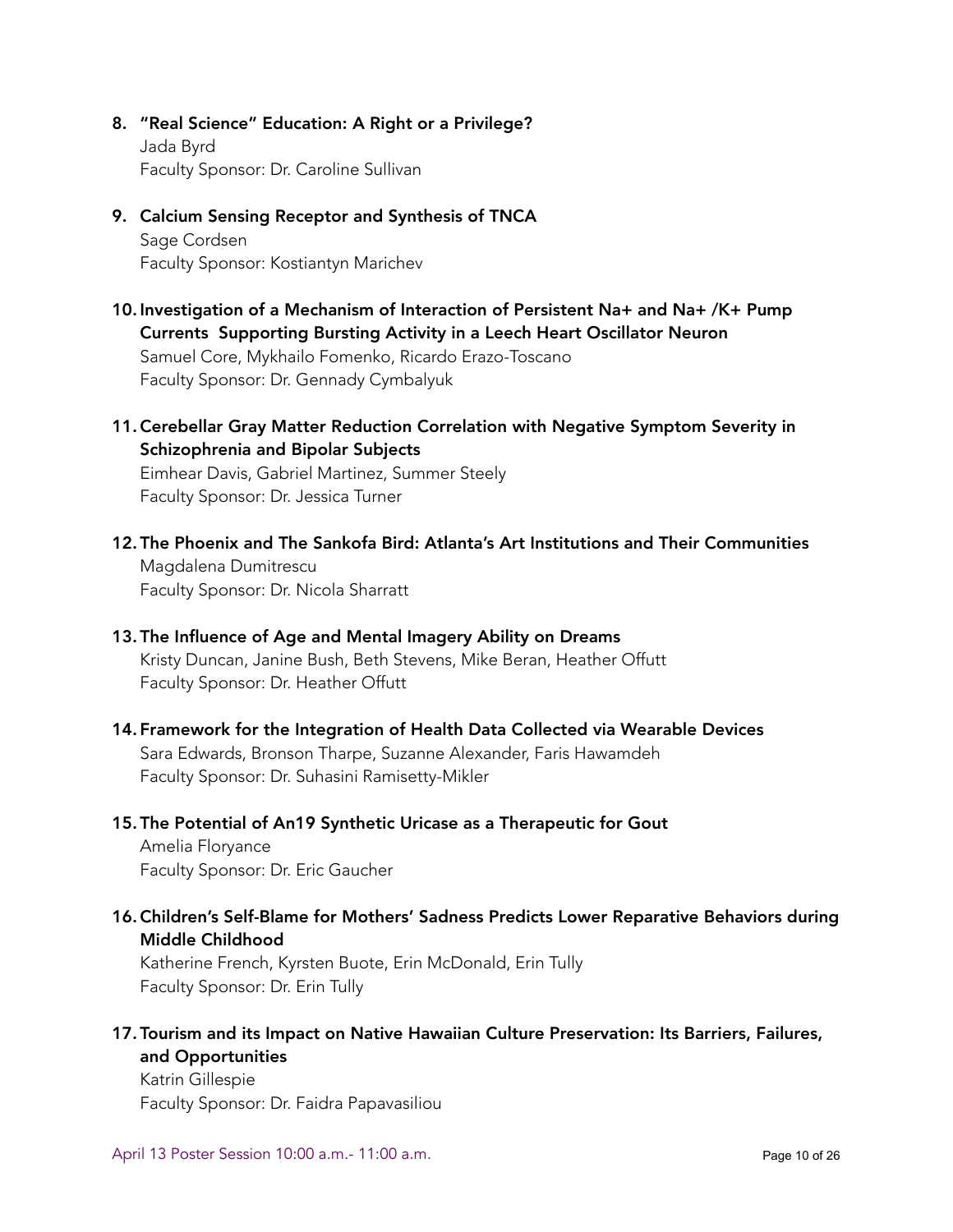8. **"Real Science" Education: A Right or a Privilege?**
   Jada Byrd
   Faculty Sponsor: Dr. Caroline Sullivan

9. **Calcium Sensing Receptor and Synthesis of TNCA**
   Sage Cordsen
   Faculty Sponsor: Kostiantyn Marichev

10. **Investigation of a Mechanism of Interaction of Persistent Na+ and Na+ /K+ Pump Currents Supporting Bursting Activity in a Leech Heart Oscillator Neuron**
    Samuel Core, Mykhailo Fomenko, Ricardo Erazo-Toscano
    Faculty Sponsor: Dr. Gennady Cymbalyuk

11. **Cerebellar Gray Matter Reduction Correlation with Negative Symptom Severity in Schizophrenia and Bipolar Subjects**
    Eimhear Davis, Gabriel Martinez, Summer Steely
    Faculty Sponsor: Dr. Jessica Turner

12. **The Phoenix and The Sankofa Bird: Atlanta's Art Institutions and Their Communities**
    Magdalena Dumitrescu
    Faculty Sponsor: Dr. Nicola Sharratt

13. **The Influence of Age and Mental Imagery Ability on Dreams**
    Kristy Duncan, Janine Bush, Beth Stevens, Mike Beran, Heather Offutt
    Faculty Sponsor: Dr. Heather Offutt

14. **Framework for the Integration of Health Data Collected via Wearable Devices**
    Sara Edwards, Bronson Tharpe, Suzanne Alexander, Faris Hawamdeh
    Faculty Sponsor: Dr. Suhasini Ramisetty-Mikler

15. **The Potential of An19 Synthetic Uricase as a Therapeutic for Gout**
    Amelia Floryance
    Faculty Sponsor: Dr. Eric Gaucher

16. **Children's Self-Blame for Mothers' Sadness Predicts Lower Reparative Behaviors during Middle Childhood**
    Katherine French, Kyrsten Buote, Erin McDonald, Erin Tully
    Faculty Sponsor: Dr. Erin Tully

17. **Tourism and its Impact on Native Hawaiian Culture Preservation: Its Barriers, Failures, and Opportunities**
    Katrin Gillespie
    Faculty Sponsor: Dr. Faidra Papavasiliou

April 13 Poster Session 10:00 a.m.- 11:00 a.m.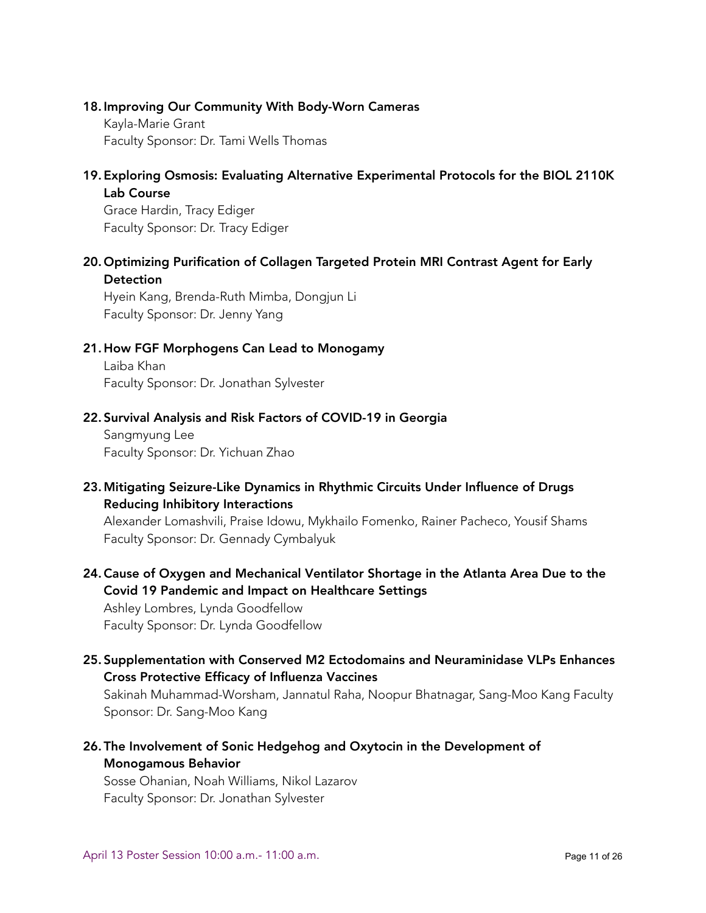18. **Improving Our Community With Body-Worn Cameras**
    Kayla-Marie Grant
    Faculty Sponsor: Dr. Tami Wells Thomas

19. **Exploring Osmosis: Evaluating Alternative Experimental Protocols for the BIOL 2110K Lab Course**
    Grace Hardin, Tracy Ediger
    Faculty Sponsor: Dr. Tracy Ediger

20. **Optimizing Purification of Collagen Targeted Protein MRI Contrast Agent for Early Detection**
    Hyein Kang, Brenda-Ruth Mimba, Dongjun Li
    Faculty Sponsor: Dr. Jenny Yang

21. **How FGF Morphogens Can Lead to Monogamy**
    Laiba Khan
    Faculty Sponsor: Dr. Jonathan Sylvester

22. **Survival Analysis and Risk Factors of COVID-19 in Georgia**
    Sangmyung Lee
    Faculty Sponsor: Dr. Yichuan Zhao

23. **Mitigating Seizure-Like Dynamics in Rhythmic Circuits Under Influence of Drugs Reducing Inhibitory Interactions**
    Alexander Lomashvili, Praise Idowu, Mykhailo Fomenko, Rainer Pacheco, Yousif Shams
    Faculty Sponsor: Dr. Gennady Cymbalyuk

24. **Cause of Oxygen and Mechanical Ventilator Shortage in the Atlanta Area Due to the Covid 19 Pandemic and Impact on Healthcare Settings**
    Ashley Lombres, Lynda Goodfellow
    Faculty Sponsor: Dr. Lynda Goodfellow

25. **Supplementation with Conserved M2 Ectodomains and Neuraminidase VLPs Enhances Cross Protective Efficacy of Influenza Vaccines**
    Sakinah Muhammad-Worsham, Jannatul Raha, Noopur Bhatnagar, Sang-Moo Kang Faculty Sponsor: Dr. Sang-Moo Kang

26. **The Involvement of Sonic Hedgehog and Oxytocin in the Development of Monogamous Behavior**
    Sosse Ohanian, Noah Williams, Nikol Lazarov
    Faculty Sponsor: Dr. Jonathan Sylvester

April 13 Poster Session 10:00 a.m.- 11:00 a.m.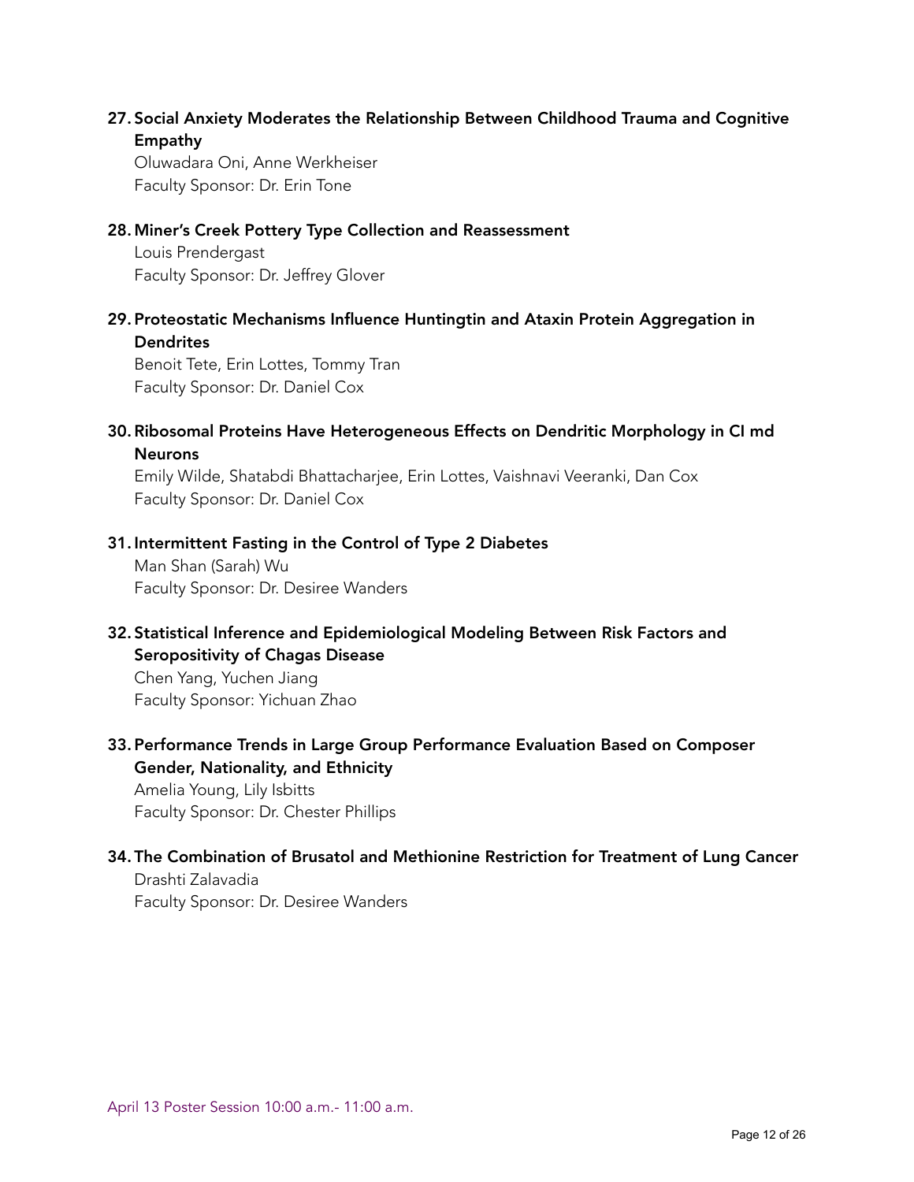27. **Social Anxiety Moderates the Relationship Between Childhood Trauma and Cognitive Empathy**
    Oluwadara Oni, Anne Werkheiser
    Faculty Sponsor: Dr. Erin Tone

28. **Miner's Creek Pottery Type Collection and Reassessment**
    Louis Prendergast
    Faculty Sponsor: Dr. Jeffrey Glover

29. **Proteostatic Mechanisms Influence Huntingtin and Ataxin Protein Aggregation in Dendrites**
    Benoit Tete, Erin Lottes, Tommy Tran
    Faculty Sponsor: Dr. Daniel Cox

30. **Ribosomal Proteins Have Heterogeneous Effects on Dendritic Morphology in CI md Neurons**
    Emily Wilde, Shatabdi Bhattacharjee, Erin Lottes, Vaishnavi Veeranki, Dan Cox
    Faculty Sponsor: Dr. Daniel Cox

31. **Intermittent Fasting in the Control of Type 2 Diabetes**
    Man Shan (Sarah) Wu
    Faculty Sponsor: Dr. Desiree Wanders

32. **Statistical Inference and Epidemiological Modeling Between Risk Factors and Seropositivity of Chagas Disease**
    Chen Yang, Yuchen Jiang
    Faculty Sponsor: Yichuan Zhao

33. **Performance Trends in Large Group Performance Evaluation Based on Composer Gender, Nationality, and Ethnicity**
    Amelia Young, Lily Isbitts
    Faculty Sponsor: Dr. Chester Phillips

34. **The Combination of Brusatol and Methionine Restriction for Treatment of Lung Cancer**
    Drashti Zalavadia
    Faculty Sponsor: Dr. Desiree Wanders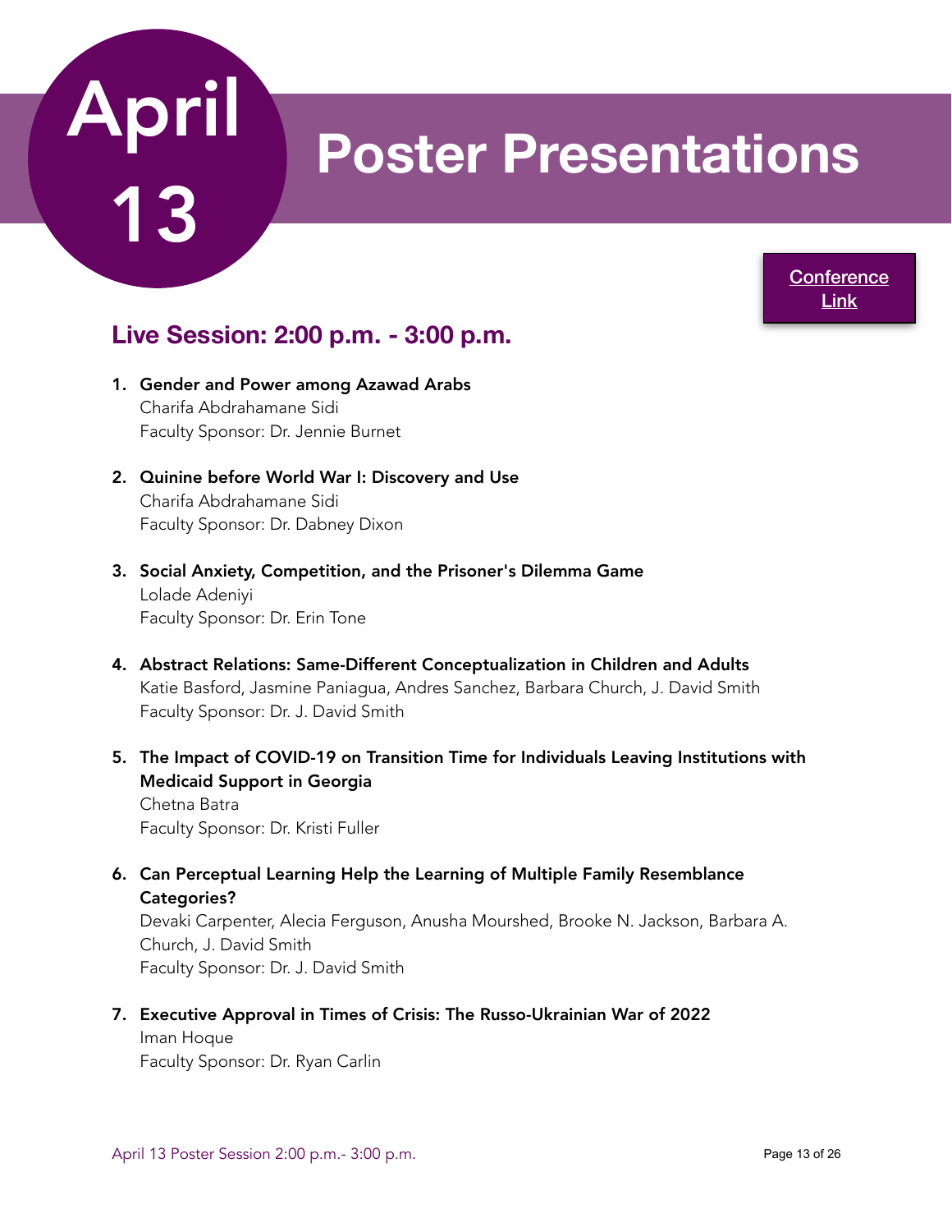# April 13 Poster Presentations

[Conference Link]

## Live Session: 2:00 p.m. - 3:00 p.m.

1. **Gender and Power among Azawad Arabs**
   Charifa Abdrahamane Sidi
   Faculty Sponsor: Dr. Jennie Burnet

2. **Quinine before World War I: Discovery and Use**
   Charifa Abdrahamane Sidi
   Faculty Sponsor: Dr. Dabney Dixon

3. **Social Anxiety, Competition, and the Prisoner's Dilemma Game**
   Lolade Adeniyi
   Faculty Sponsor: Dr. Erin Tone

4. **Abstract Relations: Same-Different Conceptualization in Children and Adults**
   Katie Basford, Jasmine Paniagua, Andres Sanchez, Barbara Church, J. David Smith
   Faculty Sponsor: Dr. J. David Smith

5. **The Impact of COVID-19 on Transition Time for Individuals Leaving Institutions with Medicaid Support in Georgia**
   Chetna Batra
   Faculty Sponsor: Dr. Kristi Fuller

6. **Can Perceptual Learning Help the Learning of Multiple Family Resemblance Categories?**
   Devaki Carpenter, Alecia Ferguson, Anusha Mourshed, Brooke N. Jackson, Barbara A. Church, J. David Smith
   Faculty Sponsor: Dr. J. David Smith

7. **Executive Approval in Times of Crisis: The Russo-Ukrainian War of 2022**
   Iman Hoque
   Faculty Sponsor: Dr. Ryan Carlin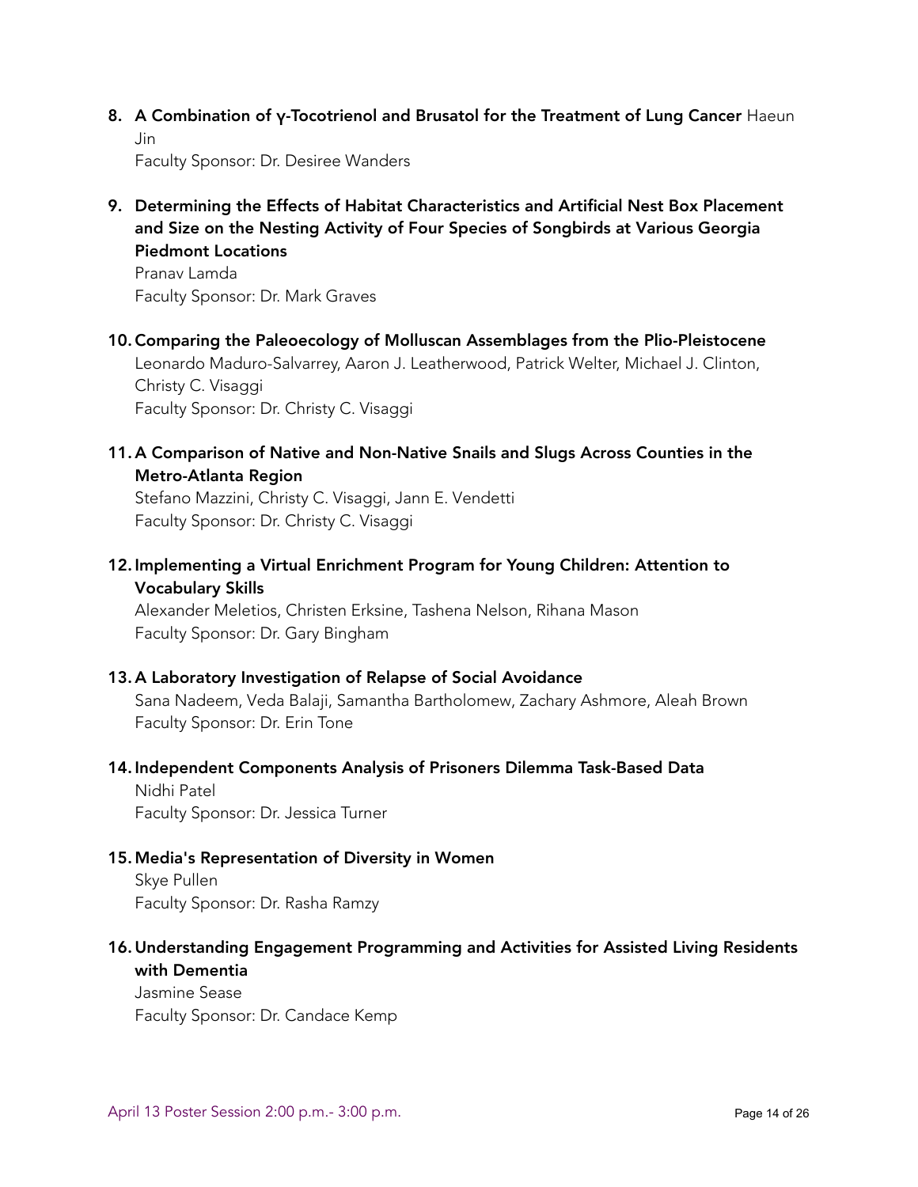8. **A Combination of γ-Tocotrienol and Brusatol for the Treatment of Lung Cancer** Haeun Jin
   Faculty Sponsor: Dr. Desiree Wanders

9. **Determining the Effects of Habitat Characteristics and Artificial Nest Box Placement and Size on the Nesting Activity of Four Species of Songbirds at Various Georgia Piedmont Locations**
   Pranav Lamda
   Faculty Sponsor: Dr. Mark Graves

10. **Comparing the Paleoecology of Molluscan Assemblages from the Plio-Pleistocene**
    Leonardo Maduro-Salvarrey, Aaron J. Leatherwood, Patrick Welter, Michael J. Clinton, Christy C. Visaggi
    Faculty Sponsor: Dr. Christy C. Visaggi

11. **A Comparison of Native and Non-Native Snails and Slugs Across Counties in the Metro-Atlanta Region**
    Stefano Mazzini, Christy C. Visaggi, Jann E. Vendetti
    Faculty Sponsor: Dr. Christy C. Visaggi

12. **Implementing a Virtual Enrichment Program for Young Children: Attention to Vocabulary Skills**
    Alexander Meletios, Christen Erksine, Tashena Nelson, Rihana Mason
    Faculty Sponsor: Dr. Gary Bingham

13. **A Laboratory Investigation of Relapse of Social Avoidance**
    Sana Nadeem, Veda Balaji, Samantha Bartholomew, Zachary Ashmore, Aleah Brown
    Faculty Sponsor: Dr. Erin Tone

14. **Independent Components Analysis of Prisoners Dilemma Task-Based Data**
    Nidhi Patel
    Faculty Sponsor: Dr. Jessica Turner

15. **Media's Representation of Diversity in Women**
    Skye Pullen
    Faculty Sponsor: Dr. Rasha Ramzy

16. **Understanding Engagement Programming and Activities for Assisted Living Residents with Dementia**
    Jasmine Sease
    Faculty Sponsor: Dr. Candace Kemp

April 13 Poster Session 2:00 p.m.- 3:00 p.m.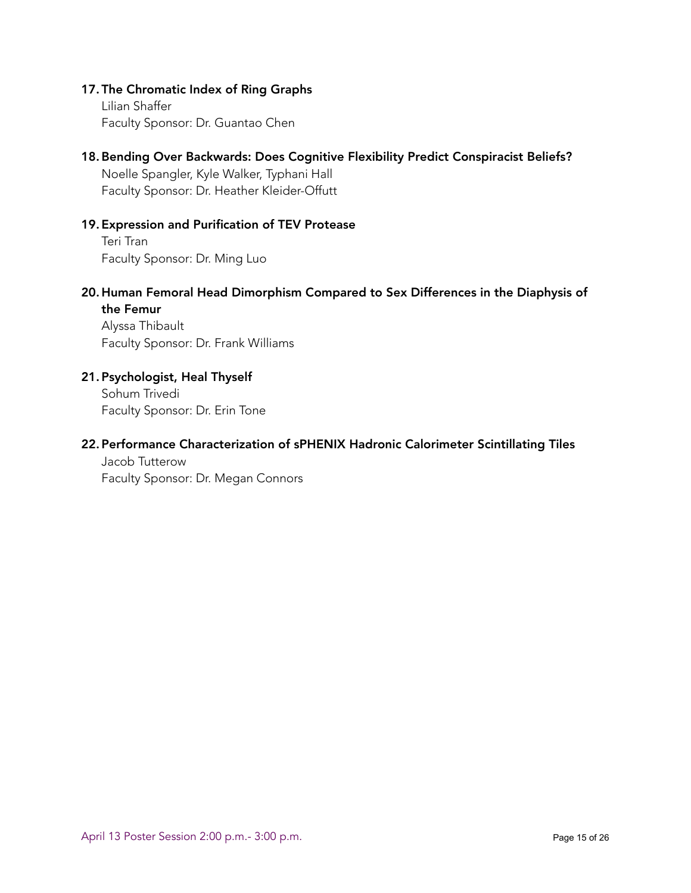17. **The Chromatic Index of Ring Graphs**
    Lilian Shaffer
    Faculty Sponsor: Dr. Guantao Chen

18. **Bending Over Backwards: Does Cognitive Flexibility Predict Conspiracist Beliefs?**
    Noelle Spangler, Kyle Walker, Typhani Hall
    Faculty Sponsor: Dr. Heather Kleider-Offutt

19. **Expression and Purification of TEV Protease**
    Teri Tran
    Faculty Sponsor: Dr. Ming Luo

20. **Human Femoral Head Dimorphism Compared to Sex Differences in the Diaphysis of the Femur**
    Alyssa Thibault
    Faculty Sponsor: Dr. Frank Williams

21. **Psychologist, Heal Thyself**
    Sohum Trivedi
    Faculty Sponsor: Dr. Erin Tone

22. **Performance Characterization of sPHENIX Hadronic Calorimeter Scintillating Tiles**
    Jacob Tutterow
    Faculty Sponsor: Dr. Megan Connors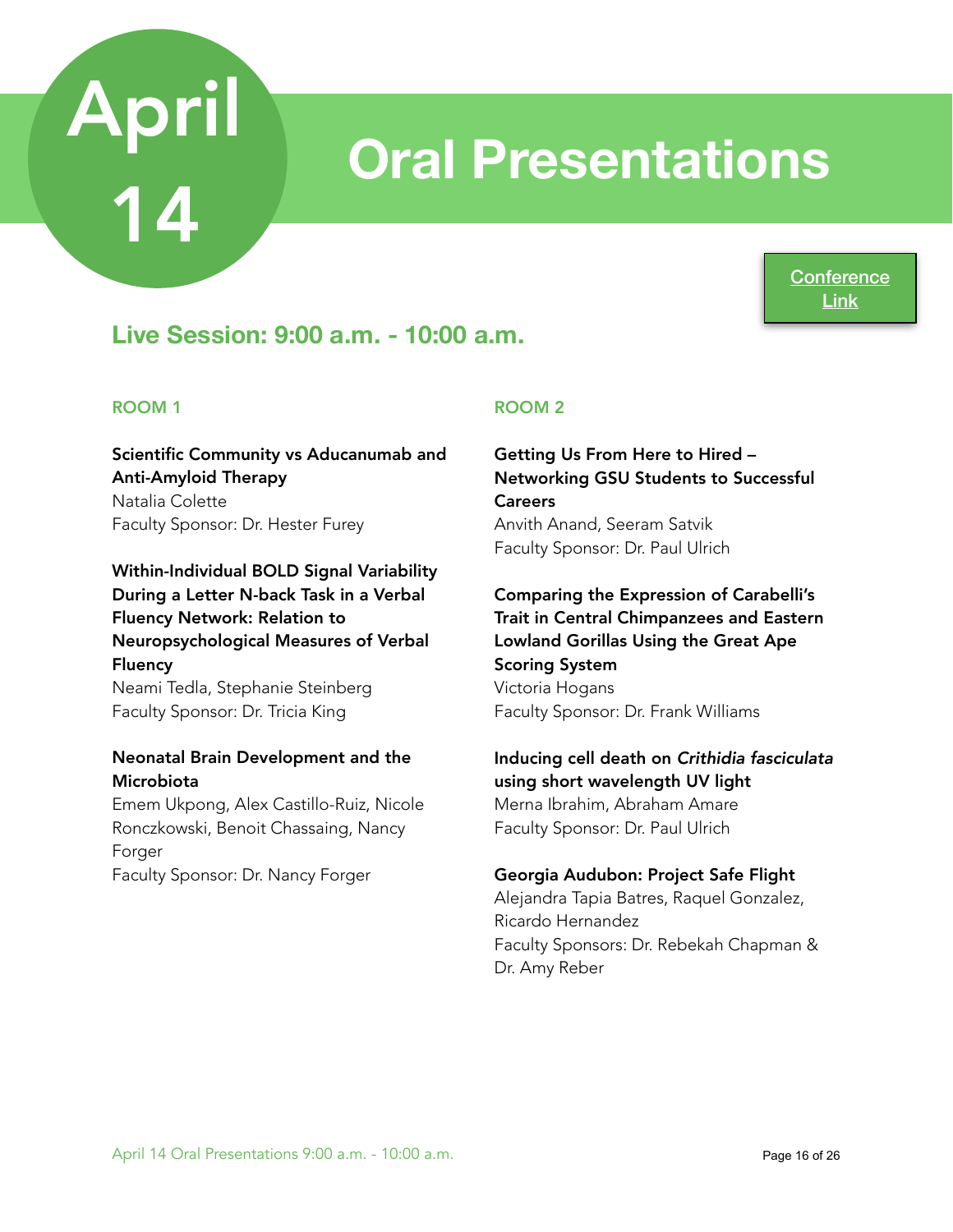# April 14

# Oral Presentations

[Conference Link]

## Live Session: 9:00 a.m. - 10:00 a.m.

### ROOM 1

**Scientific Community vs Aducanumab and Anti-Amyloid Therapy**
Natalia Colette
Faculty Sponsor: Dr. Hester Furey

**Within-Individual BOLD Signal Variability During a Letter N-back Task in a Verbal Fluency Network: Relation to Neuropsychological Measures of Verbal Fluency**
Neami Tedla, Stephanie Steinberg
Faculty Sponsor: Dr. Tricia King

**Neonatal Brain Development and the Microbiota**
Emem Ukpong, Alex Castillo-Ruiz, Nicole Ronczkowski, Benoit Chassaing, Nancy Forger
Faculty Sponsor: Dr. Nancy Forger

### ROOM 2

**Getting Us From Here to Hired – Networking GSU Students to Successful Careers**
Anvith Anand, Seeram Satvik
Faculty Sponsor: Dr. Paul Ulrich

**Comparing the Expression of Carabelli's Trait in Central Chimpanzees and Eastern Lowland Gorillas Using the Great Ape Scoring System**
Victoria Hogans
Faculty Sponsor: Dr. Frank Williams

**Inducing cell death on *Crithidia fasciculata* using short wavelength UV light**
Merna Ibrahim, Abraham Amare
Faculty Sponsor: Dr. Paul Ulrich

**Georgia Audubon: Project Safe Flight**
Alejandra Tapia Batres, Raquel Gonzalez, Ricardo Hernandez
Faculty Sponsors: Dr. Rebekah Chapman & Dr. Amy Reber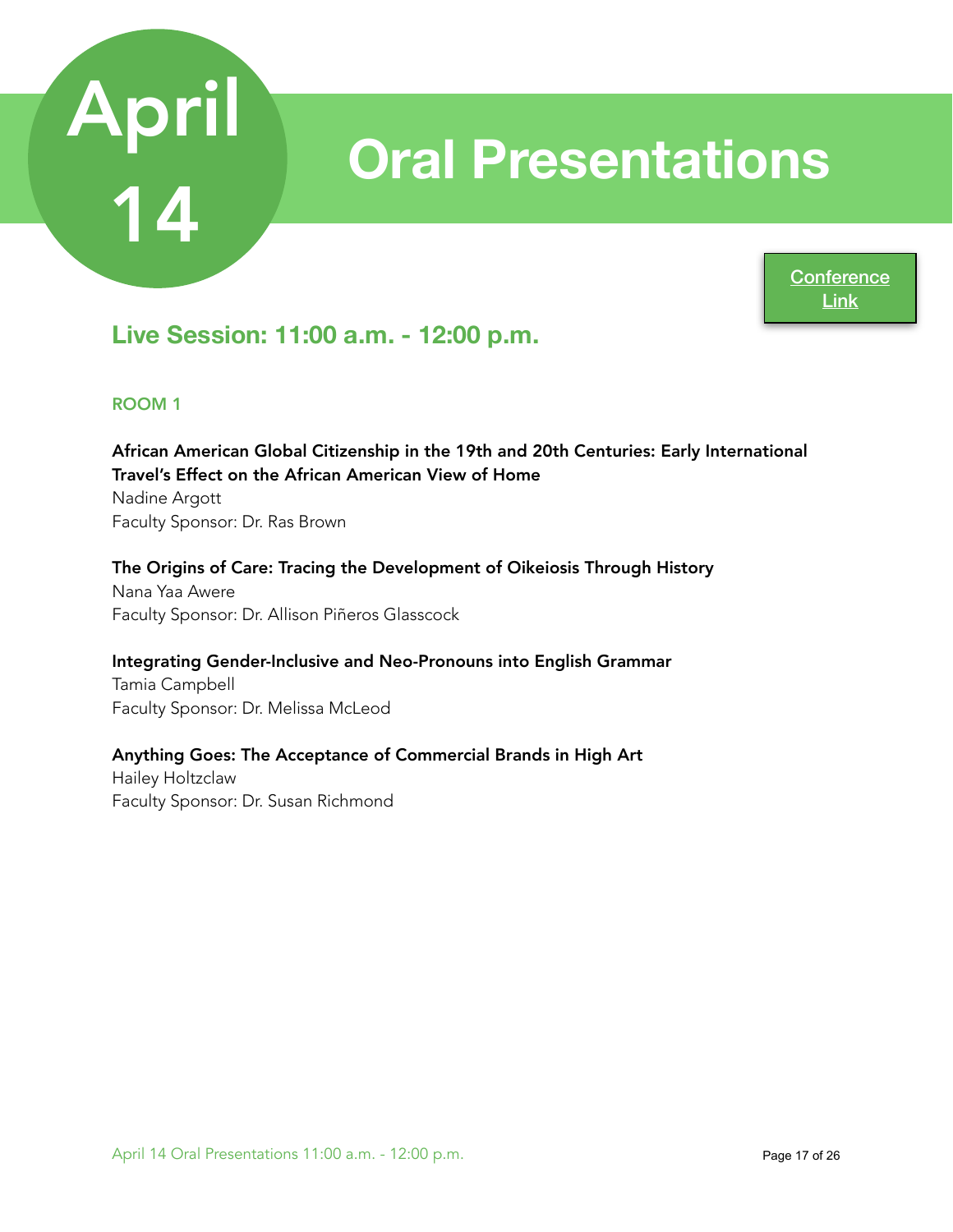# April 14 Oral Presentations

Conference Link

## Live Session: 11:00 a.m. - 12:00 p.m.

### ROOM 1

**African American Global Citizenship in the 19th and 20th Centuries: Early International Travel's Effect on the African American View of Home**
Nadine Argott
Faculty Sponsor: Dr. Ras Brown

**The Origins of Care: Tracing the Development of Oikeiosis Through History**
Nana Yaa Awere
Faculty Sponsor: Dr. Allison Piñeros Glasscock

**Integrating Gender-Inclusive and Neo-Pronouns into English Grammar**
Tamia Campbell
Faculty Sponsor: Dr. Melissa McLeod

**Anything Goes: The Acceptance of Commercial Brands in High Art**
Hailey Holtzclaw
Faculty Sponsor: Dr. Susan Richmond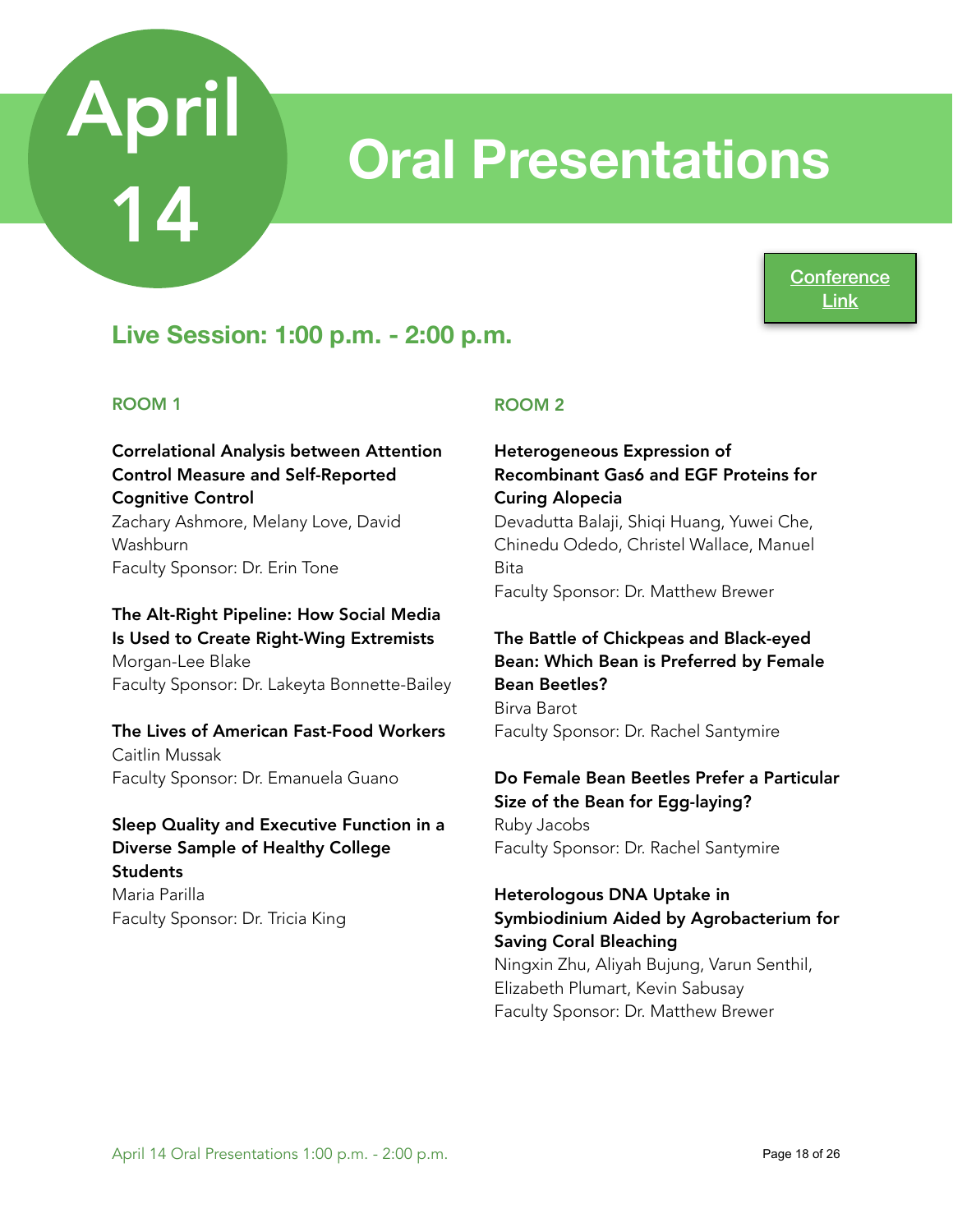# April 14 Oral Presentations

Conference Link

## Live Session: 1:00 p.m. - 2:00 p.m.

### ROOM 1

**Correlational Analysis between Attention Control Measure and Self-Reported Cognitive Control**
Zachary Ashmore, Melany Love, David Washburn
Faculty Sponsor: Dr. Erin Tone

**The Alt-Right Pipeline: How Social Media Is Used to Create Right-Wing Extremists**
Morgan-Lee Blake
Faculty Sponsor: Dr. Lakeyta Bonnette-Bailey

**The Lives of American Fast-Food Workers**
Caitlin Mussak
Faculty Sponsor: Dr. Emanuela Guano

**Sleep Quality and Executive Function in a Diverse Sample of Healthy College Students**
Maria Parilla
Faculty Sponsor: Dr. Tricia King

### ROOM 2

**Heterogeneous Expression of Recombinant Gas6 and EGF Proteins for Curing Alopecia**
Devadutta Balaji, Shiqi Huang, Yuwei Che, Chinedu Odedo, Christel Wallace, Manuel Bita
Faculty Sponsor: Dr. Matthew Brewer

**The Battle of Chickpeas and Black-eyed Bean: Which Bean is Preferred by Female Bean Beetles?**
Birva Barot
Faculty Sponsor: Dr. Rachel Santymire

**Do Female Bean Beetles Prefer a Particular Size of the Bean for Egg-laying?**
Ruby Jacobs
Faculty Sponsor: Dr. Rachel Santymire

**Heterologous DNA Uptake in Symbiodinium Aided by Agrobacterium for Saving Coral Bleaching**
Ningxin Zhu, Aliyah Bujung, Varun Senthil, Elizabeth Plumart, Kevin Sabusay
Faculty Sponsor: Dr. Matthew Brewer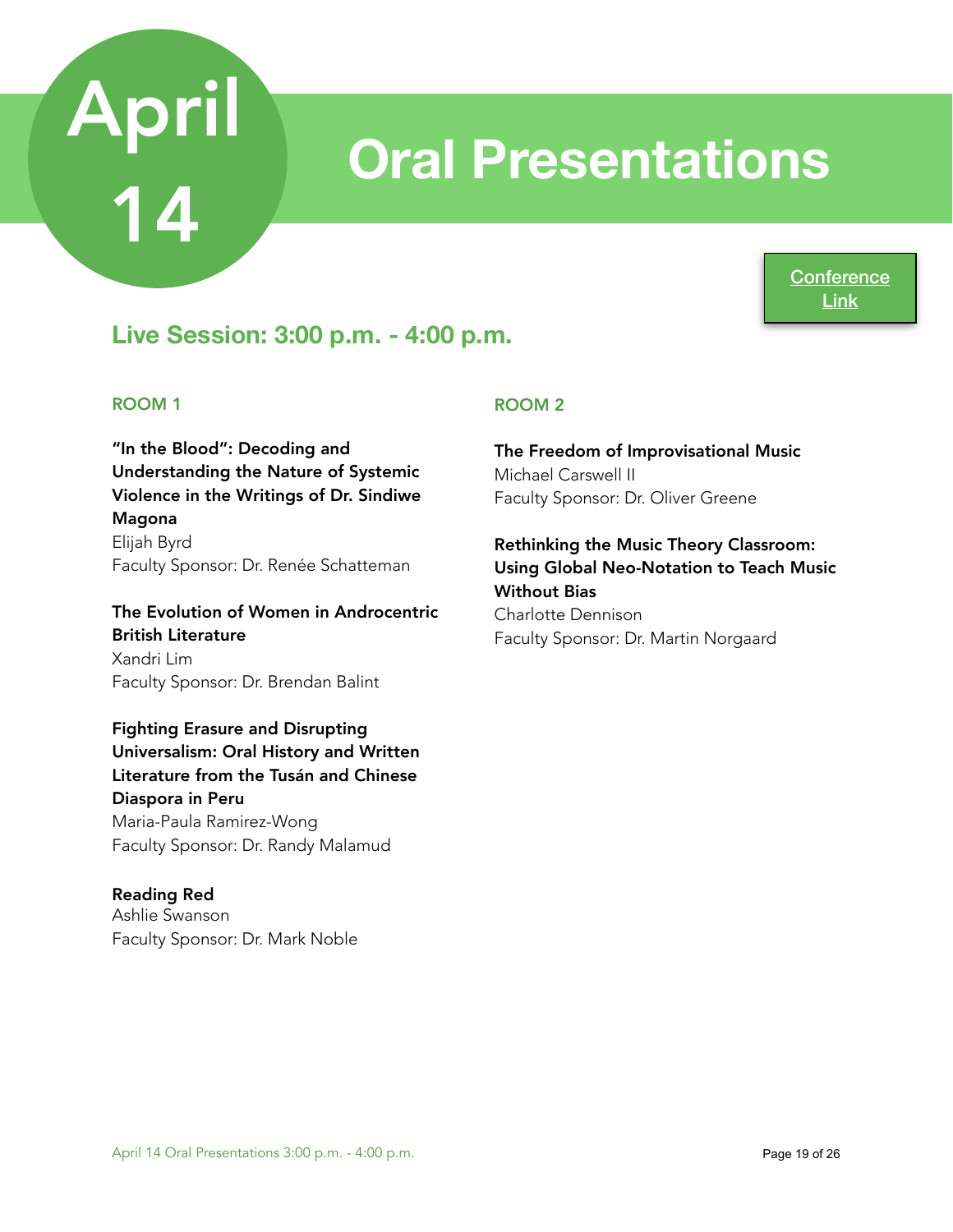# April 14

# Oral Presentations

[Conference Link]

## Live Session: 3:00 p.m. - 4:00 p.m.

### ROOM 1

**"In the Blood": Decoding and Understanding the Nature of Systemic Violence in the Writings of Dr. Sindiwe Magona**
Elijah Byrd
Faculty Sponsor: Dr. Renée Schatteman

**The Evolution of Women in Androcentric British Literature**
Xandri Lim
Faculty Sponsor: Dr. Brendan Balint

**Fighting Erasure and Disrupting Universalism: Oral History and Written Literature from the Tusán and Chinese Diaspora in Peru**
Maria-Paula Ramirez-Wong
Faculty Sponsor: Dr. Randy Malamud

**Reading Red**
Ashlie Swanson
Faculty Sponsor: Dr. Mark Noble

### ROOM 2

**The Freedom of Improvisational Music**
Michael Carswell II
Faculty Sponsor: Dr. Oliver Greene

**Rethinking the Music Theory Classroom: Using Global Neo-Notation to Teach Music Without Bias**
Charlotte Dennison
Faculty Sponsor: Dr. Martin Norgaard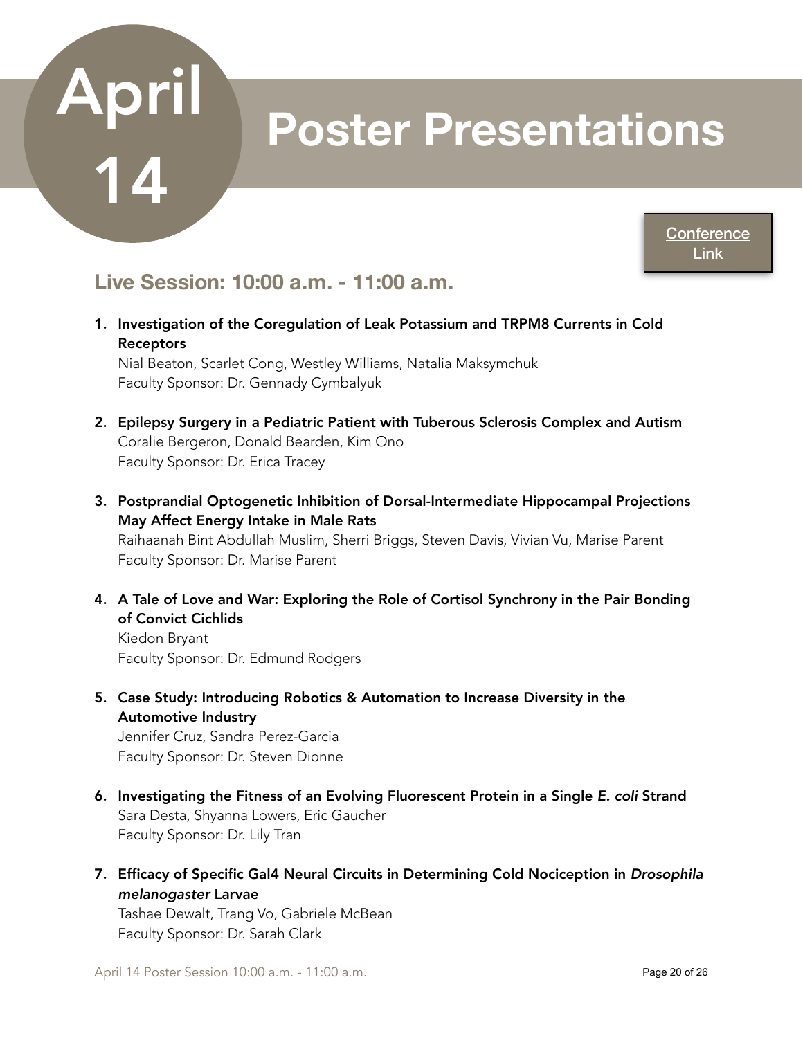# April 14 Poster Presentations

[Conference Link]

## Live Session: 10:00 a.m. - 11:00 a.m.

1. **Investigation of the Coregulation of Leak Potassium and TRPM8 Currents in Cold Receptors**
   Nial Beaton, Scarlet Cong, Westley Williams, Natalia Maksymchuk
   Faculty Sponsor: Dr. Gennady Cymbalyuk

2. **Epilepsy Surgery in a Pediatric Patient with Tuberous Sclerosis Complex and Autism**
   Coralie Bergeron, Donald Bearden, Kim Ono
   Faculty Sponsor: Dr. Erica Tracey

3. **Postprandial Optogenetic Inhibition of Dorsal-Intermediate Hippocampal Projections May Affect Energy Intake in Male Rats**
   Raihaanah Bint Abdullah Muslim, Sherri Briggs, Steven Davis, Vivian Vu, Marise Parent
   Faculty Sponsor: Dr. Marise Parent

4. **A Tale of Love and War: Exploring the Role of Cortisol Synchrony in the Pair Bonding of Convict Cichlids**
   Kiedon Bryant
   Faculty Sponsor: Dr. Edmund Rodgers

5. **Case Study: Introducing Robotics & Automation to Increase Diversity in the Automotive Industry**
   Jennifer Cruz, Sandra Perez-Garcia
   Faculty Sponsor: Dr. Steven Dionne

6. **Investigating the Fitness of an Evolving Fluorescent Protein in a Single *E. coli* Strand**
   Sara Desta, Shyanna Lowers, Eric Gaucher
   Faculty Sponsor: Dr. Lily Tran

7. **Efficacy of Specific Gal4 Neural Circuits in Determining Cold Nociception in *Drosophila melanogaster* Larvae**
   Tashae Dewalt, Trang Vo, Gabriele McBean
   Faculty Sponsor: Dr. Sarah Clark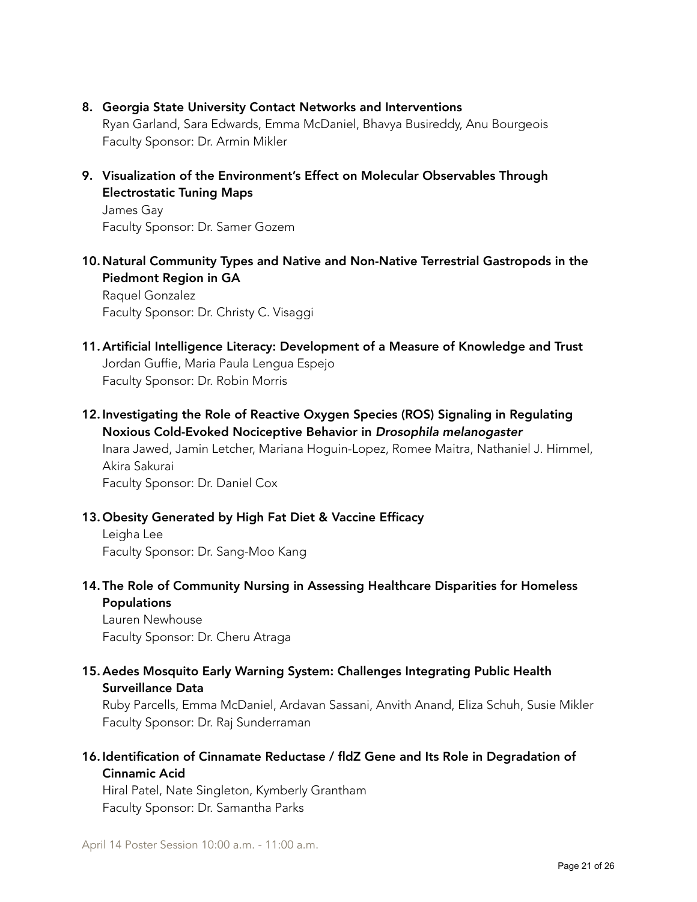8. **Georgia State University Contact Networks and Interventions**
   Ryan Garland, Sara Edwards, Emma McDaniel, Bhavya Busireddy, Anu Bourgeois
   Faculty Sponsor: Dr. Armin Mikler

9. **Visualization of the Environment's Effect on Molecular Observables Through Electrostatic Tuning Maps**
   James Gay
   Faculty Sponsor: Dr. Samer Gozem

10. **Natural Community Types and Native and Non-Native Terrestrial Gastropods in the Piedmont Region in GA**
    Raquel Gonzalez
    Faculty Sponsor: Dr. Christy C. Visaggi

11. **Artificial Intelligence Literacy: Development of a Measure of Knowledge and Trust**
    Jordan Guffie, Maria Paula Lengua Espejo
    Faculty Sponsor: Dr. Robin Morris

12. **Investigating the Role of Reactive Oxygen Species (ROS) Signaling in Regulating Noxious Cold-Evoked Nociceptive Behavior in *Drosophila melanogaster***
    Inara Jawed, Jamin Letcher, Mariana Hoguin-Lopez, Romee Maitra, Nathaniel J. Himmel, Akira Sakurai
    Faculty Sponsor: Dr. Daniel Cox

13. **Obesity Generated by High Fat Diet & Vaccine Efficacy**
    Leigha Lee
    Faculty Sponsor: Dr. Sang-Moo Kang

14. **The Role of Community Nursing in Assessing Healthcare Disparities for Homeless Populations**
    Lauren Newhouse
    Faculty Sponsor: Dr. Cheru Atraga

15. **Aedes Mosquito Early Warning System: Challenges Integrating Public Health Surveillance Data**
    Ruby Parcells, Emma McDaniel, Ardavan Sassani, Anvith Anand, Eliza Schuh, Susie Mikler
    Faculty Sponsor: Dr. Raj Sunderraman

16. **Identification of Cinnamate Reductase / fldZ Gene and Its Role in Degradation of Cinnamic Acid**
    Hiral Patel, Nate Singleton, Kymberly Grantham
    Faculty Sponsor: Dr. Samantha Parks

April 14 Poster Session 10:00 a.m. - 11:00 a.m.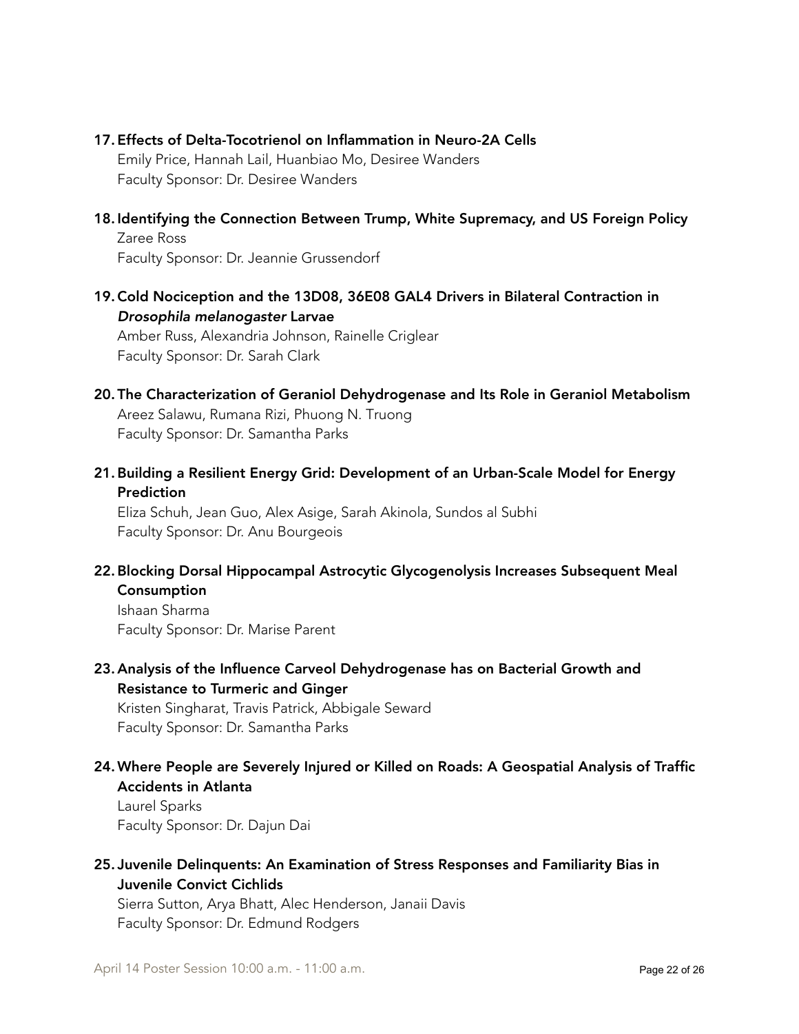17. **Effects of Delta-Tocotrienol on Inflammation in Neuro-2A Cells**
    Emily Price, Hannah Lail, Huanbiao Mo, Desiree Wanders
    Faculty Sponsor: Dr. Desiree Wanders

18. **Identifying the Connection Between Trump, White Supremacy, and US Foreign Policy**
    Zaree Ross
    Faculty Sponsor: Dr. Jeannie Grussendorf

19. **Cold Nociception and the 13D08, 36E08 GAL4 Drivers in Bilateral Contraction in *Drosophila melanogaster* Larvae**
    Amber Russ, Alexandria Johnson, Rainelle Criglear
    Faculty Sponsor: Dr. Sarah Clark

20. **The Characterization of Geraniol Dehydrogenase and Its Role in Geraniol Metabolism**
    Areez Salawu, Rumana Rizi, Phuong N. Truong
    Faculty Sponsor: Dr. Samantha Parks

21. **Building a Resilient Energy Grid: Development of an Urban-Scale Model for Energy Prediction**
    Eliza Schuh, Jean Guo, Alex Asige, Sarah Akinola, Sundos al Subhi
    Faculty Sponsor: Dr. Anu Bourgeois

22. **Blocking Dorsal Hippocampal Astrocytic Glycogenolysis Increases Subsequent Meal Consumption**
    Ishaan Sharma
    Faculty Sponsor: Dr. Marise Parent

23. **Analysis of the Influence Carveol Dehydrogenase has on Bacterial Growth and Resistance to Turmeric and Ginger**
    Kristen Singharat, Travis Patrick, Abbigale Seward
    Faculty Sponsor: Dr. Samantha Parks

24. **Where People are Severely Injured or Killed on Roads: A Geospatial Analysis of Traffic Accidents in Atlanta**
    Laurel Sparks
    Faculty Sponsor: Dr. Dajun Dai

25. **Juvenile Delinquents: An Examination of Stress Responses and Familiarity Bias in Juvenile Convict Cichlids**
    Sierra Sutton, Arya Bhatt, Alec Henderson, Janaii Davis
    Faculty Sponsor: Dr. Edmund Rodgers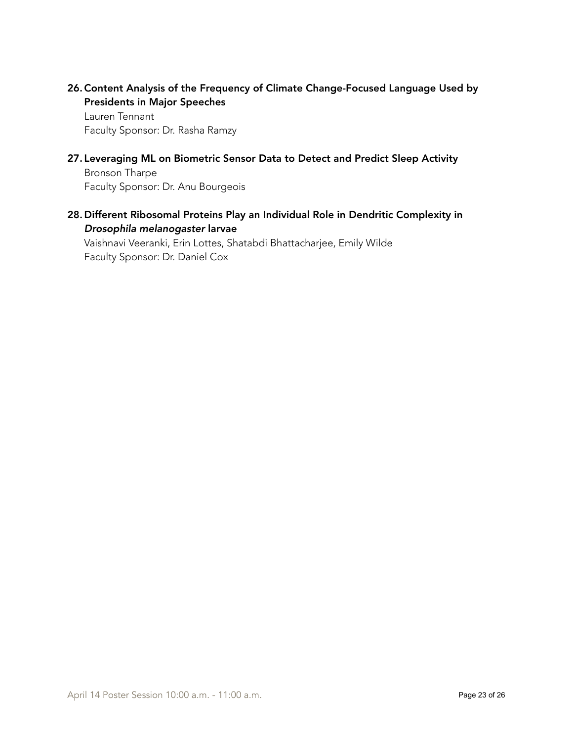26. **Content Analysis of the Frequency of Climate Change-Focused Language Used by Presidents in Major Speeches**
    Lauren Tennant
    Faculty Sponsor: Dr. Rasha Ramzy

27. **Leveraging ML on Biometric Sensor Data to Detect and Predict Sleep Activity**
    Bronson Tharpe
    Faculty Sponsor: Dr. Anu Bourgeois

28. **Different Ribosomal Proteins Play an Individual Role in Dendritic Complexity in *Drosophila melanogaster* larvae**
    Vaishnavi Veeranki, Erin Lottes, Shatabdi Bhattacharjee, Emily Wilde
    Faculty Sponsor: Dr. Daniel Cox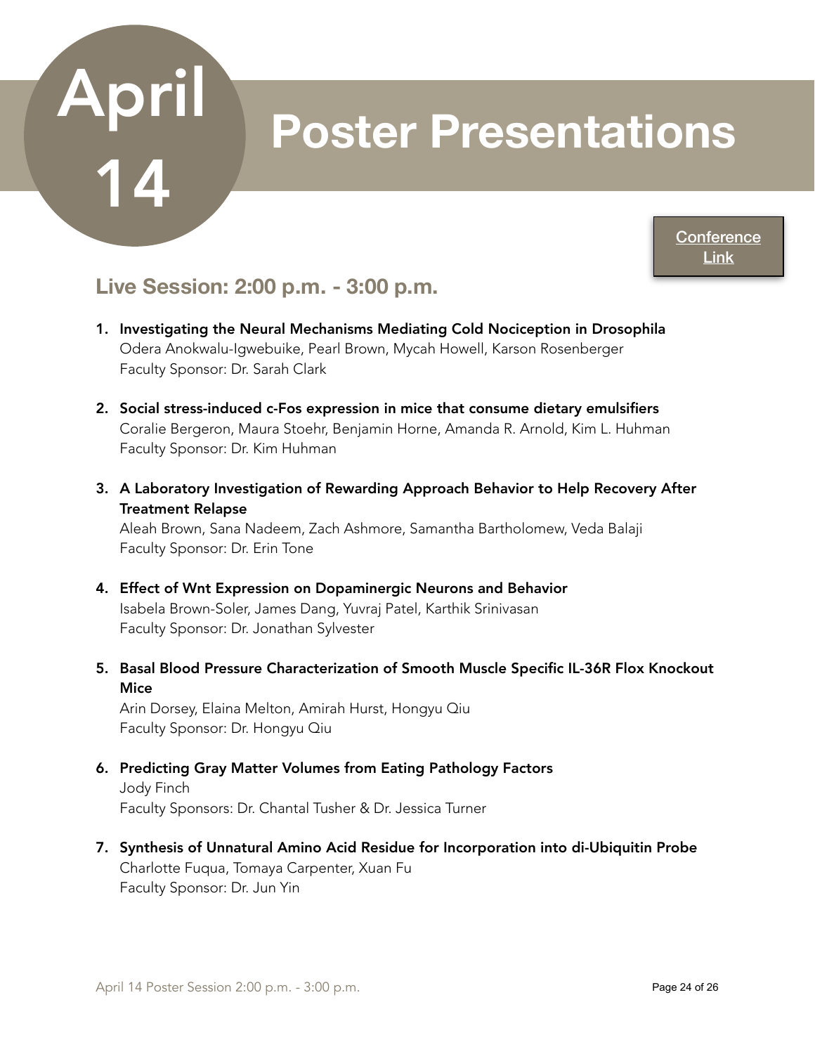# April 14

# Poster Presentations

[Conference Link]

## Live Session: 2:00 p.m. - 3:00 p.m.

1. **Investigating the Neural Mechanisms Mediating Cold Nociception in Drosophila**
   Odera Anokwalu-Igwebuike, Pearl Brown, Mycah Howell, Karson Rosenberger
   Faculty Sponsor: Dr. Sarah Clark

2. **Social stress-induced c-Fos expression in mice that consume dietary emulsifiers**
   Coralie Bergeron, Maura Stoehr, Benjamin Horne, Amanda R. Arnold, Kim L. Huhman
   Faculty Sponsor: Dr. Kim Huhman

3. **A Laboratory Investigation of Rewarding Approach Behavior to Help Recovery After Treatment Relapse**
   Aleah Brown, Sana Nadeem, Zach Ashmore, Samantha Bartholomew, Veda Balaji
   Faculty Sponsor: Dr. Erin Tone

4. **Effect of Wnt Expression on Dopaminergic Neurons and Behavior**
   Isabela Brown-Soler, James Dang, Yuvraj Patel, Karthik Srinivasan
   Faculty Sponsor: Dr. Jonathan Sylvester

5. **Basal Blood Pressure Characterization of Smooth Muscle Specific IL-36R Flox Knockout Mice**
   Arin Dorsey, Elaina Melton, Amirah Hurst, Hongyu Qiu
   Faculty Sponsor: Dr. Hongyu Qiu

6. **Predicting Gray Matter Volumes from Eating Pathology Factors**
   Jody Finch
   Faculty Sponsors: Dr. Chantal Tusher & Dr. Jessica Turner

7. **Synthesis of Unnatural Amino Acid Residue for Incorporation into di-Ubiquitin Probe**
   Charlotte Fuqua, Tomaya Carpenter, Xuan Fu
   Faculty Sponsor: Dr. Jun Yin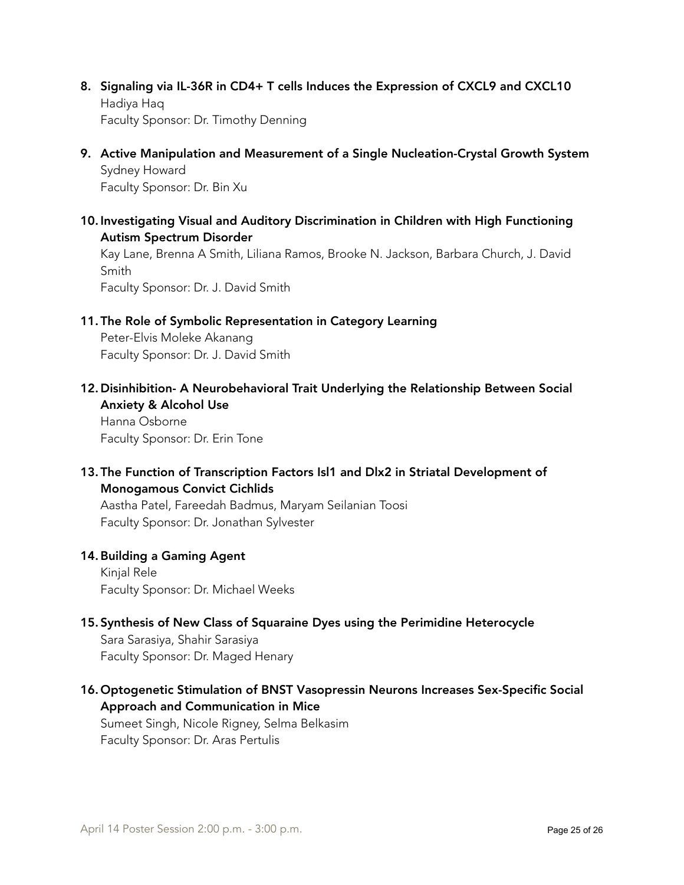8. **Signaling via IL-36R in CD4+ T cells Induces the Expression of CXCL9 and CXCL10**
   Hadiya Haq
   Faculty Sponsor: Dr. Timothy Denning

9. **Active Manipulation and Measurement of a Single Nucleation-Crystal Growth System**
   Sydney Howard
   Faculty Sponsor: Dr. Bin Xu

10. **Investigating Visual and Auditory Discrimination in Children with High Functioning Autism Spectrum Disorder**
    Kay Lane, Brenna A Smith, Liliana Ramos, Brooke N. Jackson, Barbara Church, J. David Smith
    Faculty Sponsor: Dr. J. David Smith

11. **The Role of Symbolic Representation in Category Learning**
    Peter-Elvis Moleke Akanang
    Faculty Sponsor: Dr. J. David Smith

12. **Disinhibition- A Neurobehavioral Trait Underlying the Relationship Between Social Anxiety & Alcohol Use**
    Hanna Osborne
    Faculty Sponsor: Dr. Erin Tone

13. **The Function of Transcription Factors Isl1 and Dlx2 in Striatal Development of Monogamous Convict Cichlids**
    Aastha Patel, Fareedah Badmus, Maryam Seilanian Toosi
    Faculty Sponsor: Dr. Jonathan Sylvester

14. **Building a Gaming Agent**
    Kinjal Rele
    Faculty Sponsor: Dr. Michael Weeks

15. **Synthesis of New Class of Squaraine Dyes using the Perimidine Heterocycle**
    Sara Sarasiya, Shahir Sarasiya
    Faculty Sponsor: Dr. Maged Henary

16. **Optogenetic Stimulation of BNST Vasopressin Neurons Increases Sex-Specific Social Approach and Communication in Mice**
    Sumeet Singh, Nicole Rigney, Selma Belkasim
    Faculty Sponsor: Dr. Aras Pertulis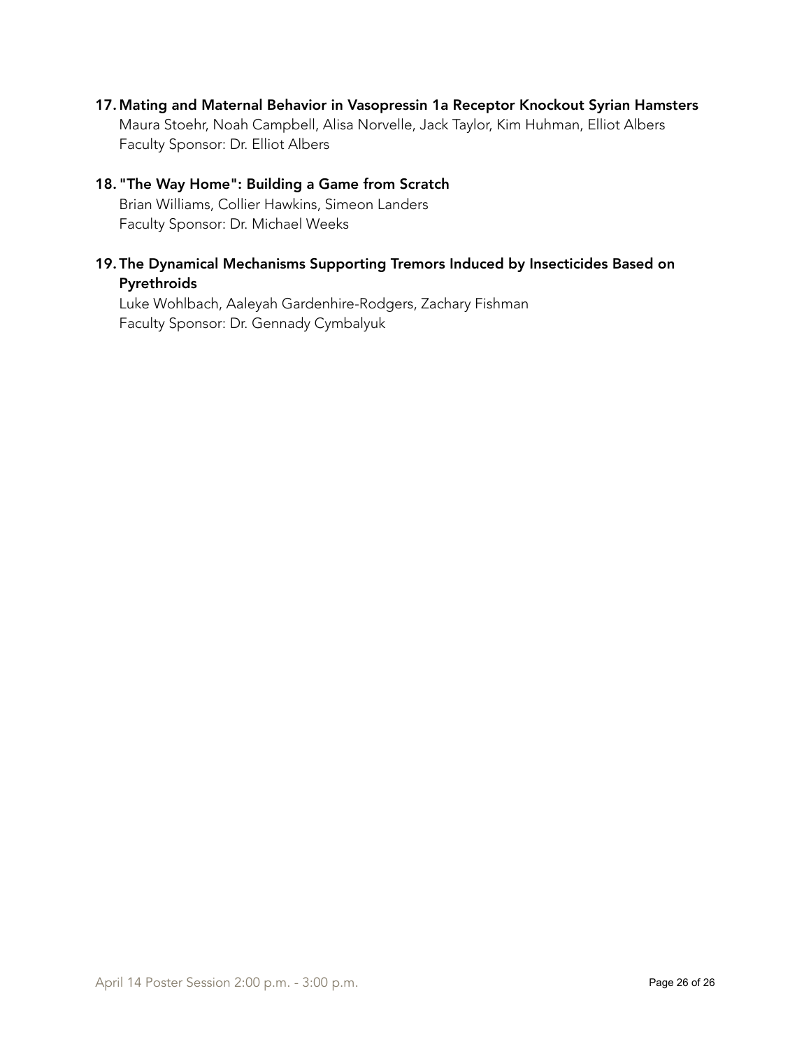17. **Mating and Maternal Behavior in Vasopressin 1a Receptor Knockout Syrian Hamsters**
    Maura Stoehr, Noah Campbell, Alisa Norvelle, Jack Taylor, Kim Huhman, Elliot Albers
    Faculty Sponsor: Dr. Elliot Albers

18. **"The Way Home": Building a Game from Scratch**
    Brian Williams, Collier Hawkins, Simeon Landers
    Faculty Sponsor: Dr. Michael Weeks

19. **The Dynamical Mechanisms Supporting Tremors Induced by Insecticides Based on Pyrethroids**
    Luke Wohlbach, Aaleyah Gardenhire-Rodgers, Zachary Fishman
    Faculty Sponsor: Dr. Gennady Cymbalyuk